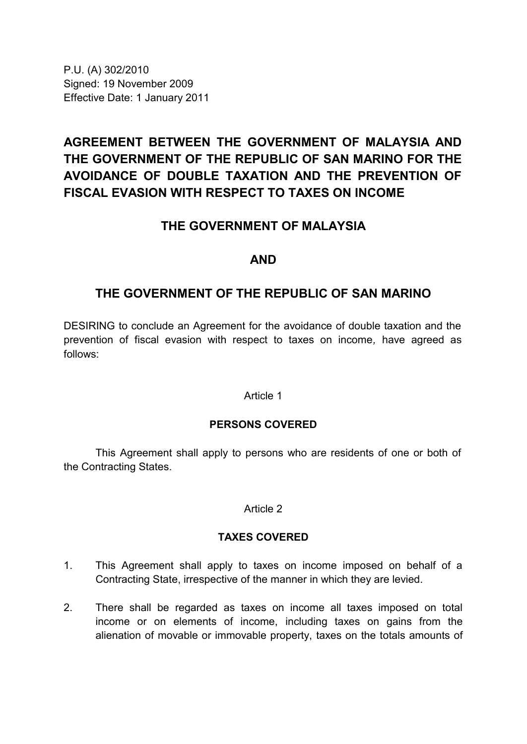P.U. (A) 302/2010
Signed: 19 November 2009
Effective Date: 1 January 2011

# AGREEMENT BETWEEN THE GOVERNMENT OF MALAYSIA AND THE GOVERNMENT OF THE REPUBLIC OF SAN MARINO FOR THE AVOIDANCE OF DOUBLE TAXATION AND THE PREVENTION OF FISCAL EVASION WITH RESPECT TO TAXES ON INCOME

## THE GOVERNMENT OF MALAYSIA

## AND

## THE GOVERNMENT OF THE REPUBLIC OF SAN MARINO

DESIRING to conclude an Agreement for the avoidance of double taxation and the prevention of fiscal evasion with respect to taxes on income, have agreed as follows:

### Article 1

### PERSONS COVERED

This Agreement shall apply to persons who are residents of one or both of the Contracting States.

### Article 2

### TAXES COVERED

1. This Agreement shall apply to taxes on income imposed on behalf of a Contracting State, irrespective of the manner in which they are levied.

2. There shall be regarded as taxes on income all taxes imposed on total income or on elements of income, including taxes on gains from the alienation of movable or immovable property, taxes on the totals amounts of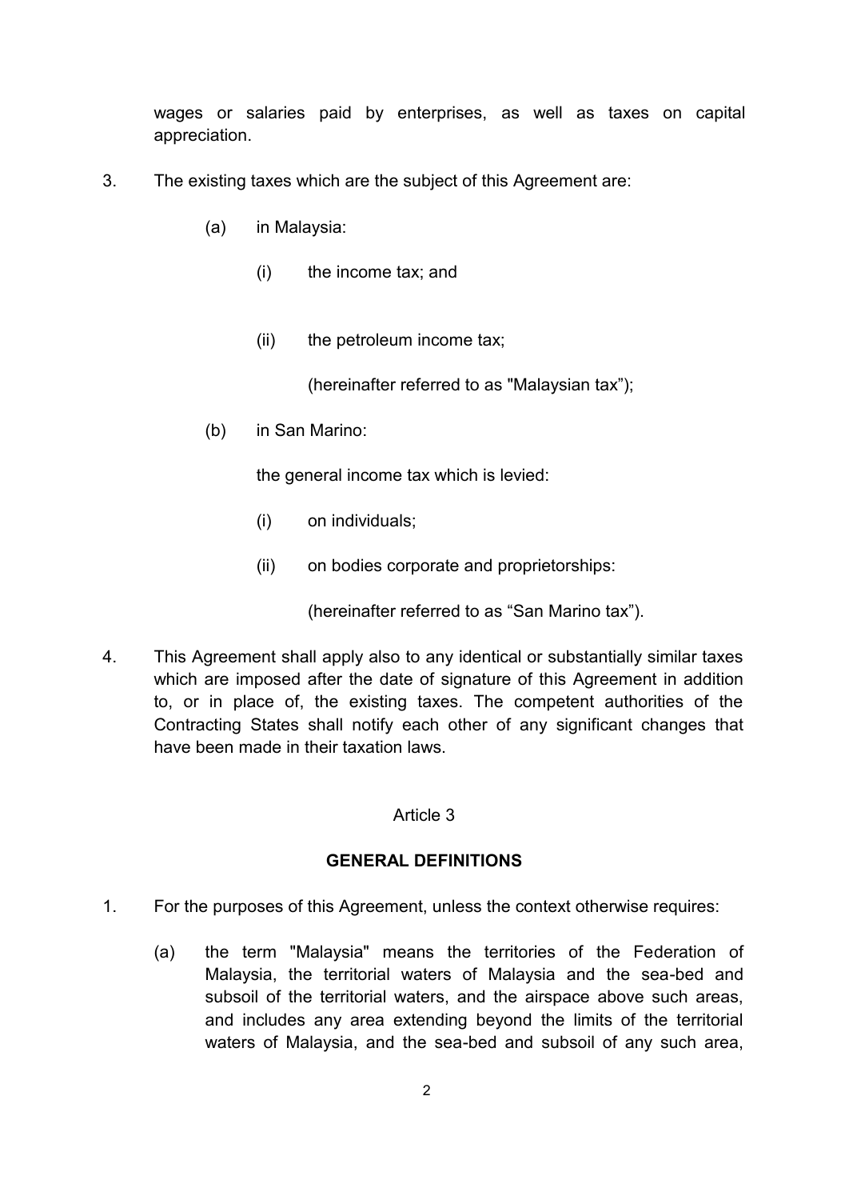wages or salaries paid by enterprises, as well as taxes on capital appreciation.

3. The existing taxes which are the subject of this Agreement are:

    (a) in Malaysia:

        (i) the income tax; and

        (ii) the petroleum income tax;

        (hereinafter referred to as "Malaysian tax");

    (b) in San Marino:

        the general income tax which is levied:

        (i) on individuals;

        (ii) on bodies corporate and proprietorships:

        (hereinafter referred to as "San Marino tax").

4. This Agreement shall apply also to any identical or substantially similar taxes which are imposed after the date of signature of this Agreement in addition to, or in place of, the existing taxes. The competent authorities of the Contracting States shall notify each other of any significant changes that have been made in their taxation laws.

Article 3

**GENERAL DEFINITIONS**

1. For the purposes of this Agreement, unless the context otherwise requires:

    (a) the term "Malaysia" means the territories of the Federation of Malaysia, the territorial waters of Malaysia and the sea-bed and subsoil of the territorial waters, and the airspace above such areas, and includes any area extending beyond the limits of the territorial waters of Malaysia, and the sea-bed and subsoil of any such area,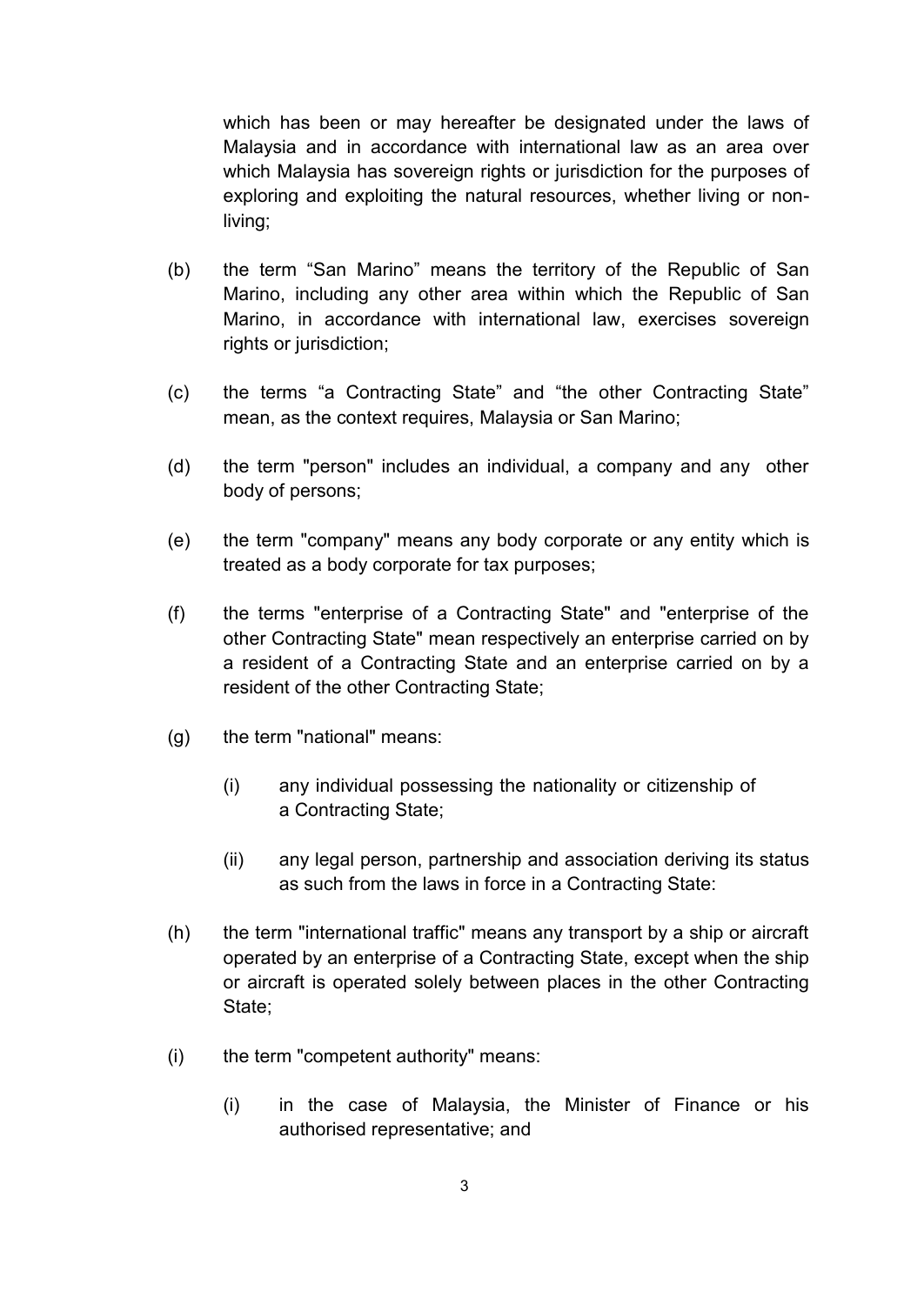which has been or may hereafter be designated under the laws of Malaysia and in accordance with international law as an area over which Malaysia has sovereign rights or jurisdiction for the purposes of exploring and exploiting the natural resources, whether living or non-living;

(b) the term “San Marino” means the territory of the Republic of San Marino, including any other area within which the Republic of San Marino, in accordance with international law, exercises sovereign rights or jurisdiction;

(c) the terms “a Contracting State” and “the other Contracting State” mean, as the context requires, Malaysia or San Marino;

(d) the term "person" includes an individual, a company and any other body of persons;

(e) the term "company" means any body corporate or any entity which is treated as a body corporate for tax purposes;

(f) the terms "enterprise of a Contracting State" and "enterprise of the other Contracting State" mean respectively an enterprise carried on by a resident of a Contracting State and an enterprise carried on by a resident of the other Contracting State;

(g) the term "national" means:

  (i) any individual possessing the nationality or citizenship of a Contracting State;

  (ii) any legal person, partnership and association deriving its status as such from the laws in force in a Contracting State:

(h) the term "international traffic" means any transport by a ship or aircraft operated by an enterprise of a Contracting State, except when the ship or aircraft is operated solely between places in the other Contracting State;

(i) the term "competent authority" means:

  (i) in the case of Malaysia, the Minister of Finance or his authorised representative; and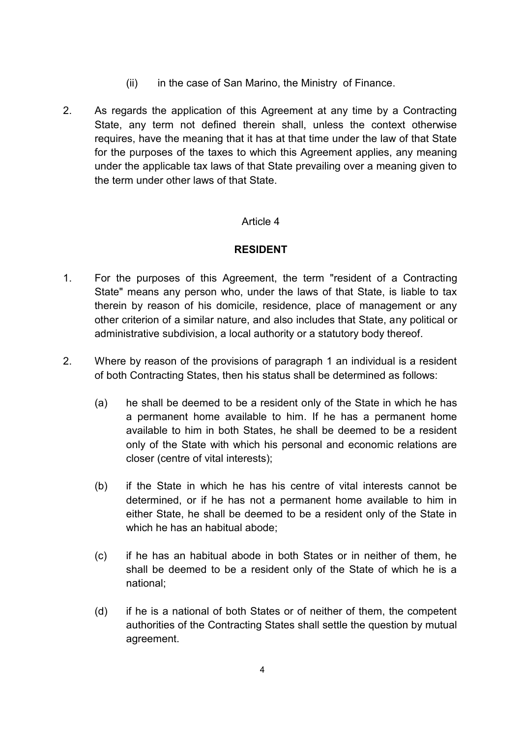(ii) in the case of San Marino, the Ministry of Finance.

2. As regards the application of this Agreement at any time by a Contracting State, any term not defined therein shall, unless the context otherwise requires, have the meaning that it has at that time under the law of that State for the purposes of the taxes to which this Agreement applies, any meaning under the applicable tax laws of that State prevailing over a meaning given to the term under other laws of that State.

Article 4

**RESIDENT**

1. For the purposes of this Agreement, the term "resident of a Contracting State" means any person who, under the laws of that State, is liable to tax therein by reason of his domicile, residence, place of management or any other criterion of a similar nature, and also includes that State, any political or administrative subdivision, a local authority or a statutory body thereof.

2. Where by reason of the provisions of paragraph 1 an individual is a resident of both Contracting States, then his status shall be determined as follows:

   (a) he shall be deemed to be a resident only of the State in which he has a permanent home available to him. If he has a permanent home available to him in both States, he shall be deemed to be a resident only of the State with which his personal and economic relations are closer (centre of vital interests);

   (b) if the State in which he has his centre of vital interests cannot be determined, or if he has not a permanent home available to him in either State, he shall be deemed to be a resident only of the State in which he has an habitual abode;

   (c) if he has an habitual abode in both States or in neither of them, he shall be deemed to be a resident only of the State of which he is a national;

   (d) if he is a national of both States or of neither of them, the competent authorities of the Contracting States shall settle the question by mutual agreement.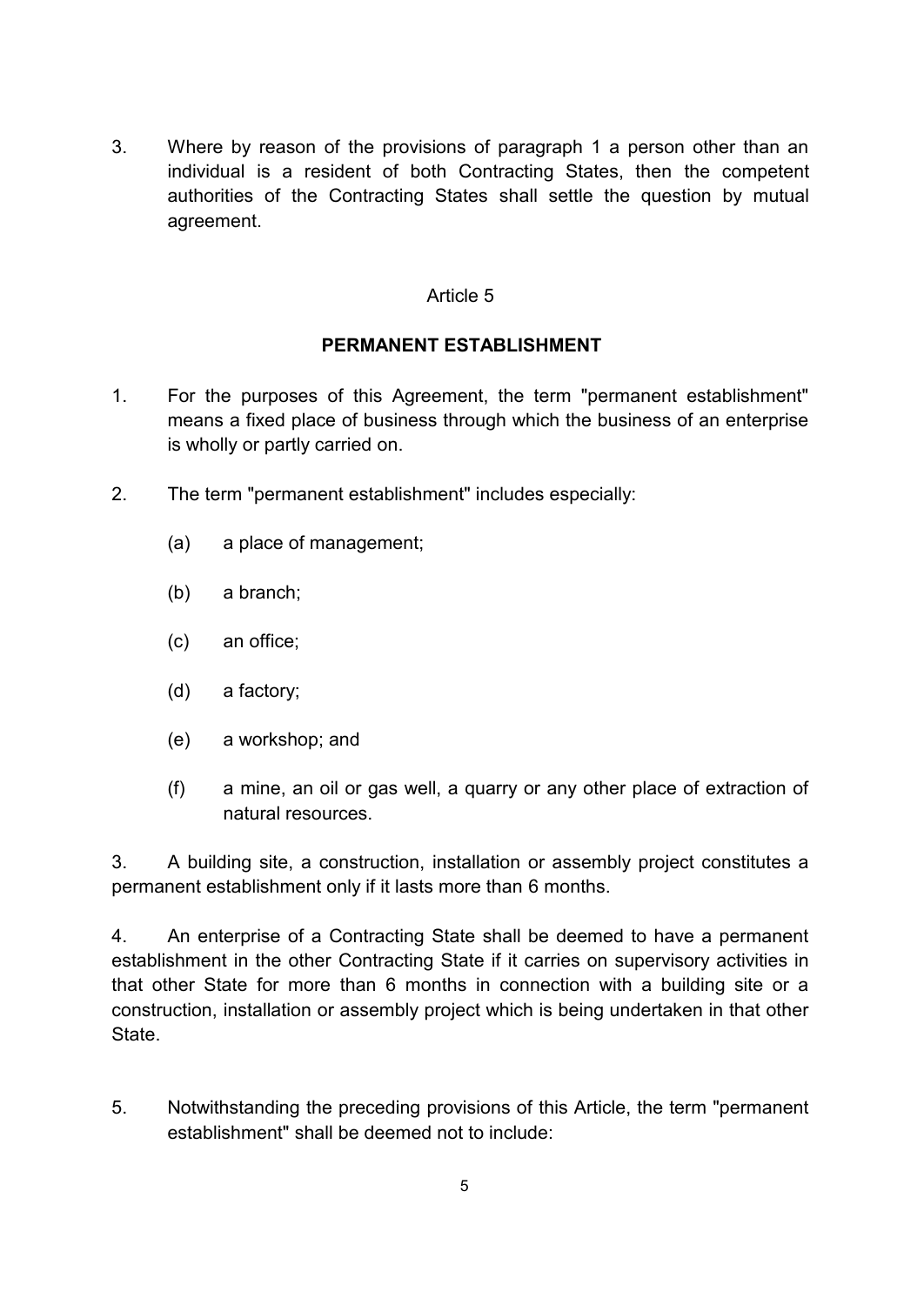3. Where by reason of the provisions of paragraph 1 a person other than an individual is a resident of both Contracting States, then the competent authorities of the Contracting States shall settle the question by mutual agreement.

Article 5

**PERMANENT ESTABLISHMENT**

1. For the purposes of this Agreement, the term "permanent establishment" means a fixed place of business through which the business of an enterprise is wholly or partly carried on.

2. The term "permanent establishment" includes especially:

   (a) a place of management;

   (b) a branch;

   (c) an office;

   (d) a factory;

   (e) a workshop; and

   (f) a mine, an oil or gas well, a quarry or any other place of extraction of natural resources.

3. A building site, a construction, installation or assembly project constitutes a permanent establishment only if it lasts more than 6 months.

4. An enterprise of a Contracting State shall be deemed to have a permanent establishment in the other Contracting State if it carries on supervisory activities in that other State for more than 6 months in connection with a building site or a construction, installation or assembly project which is being undertaken in that other State.

5. Notwithstanding the preceding provisions of this Article, the term "permanent establishment" shall be deemed not to include: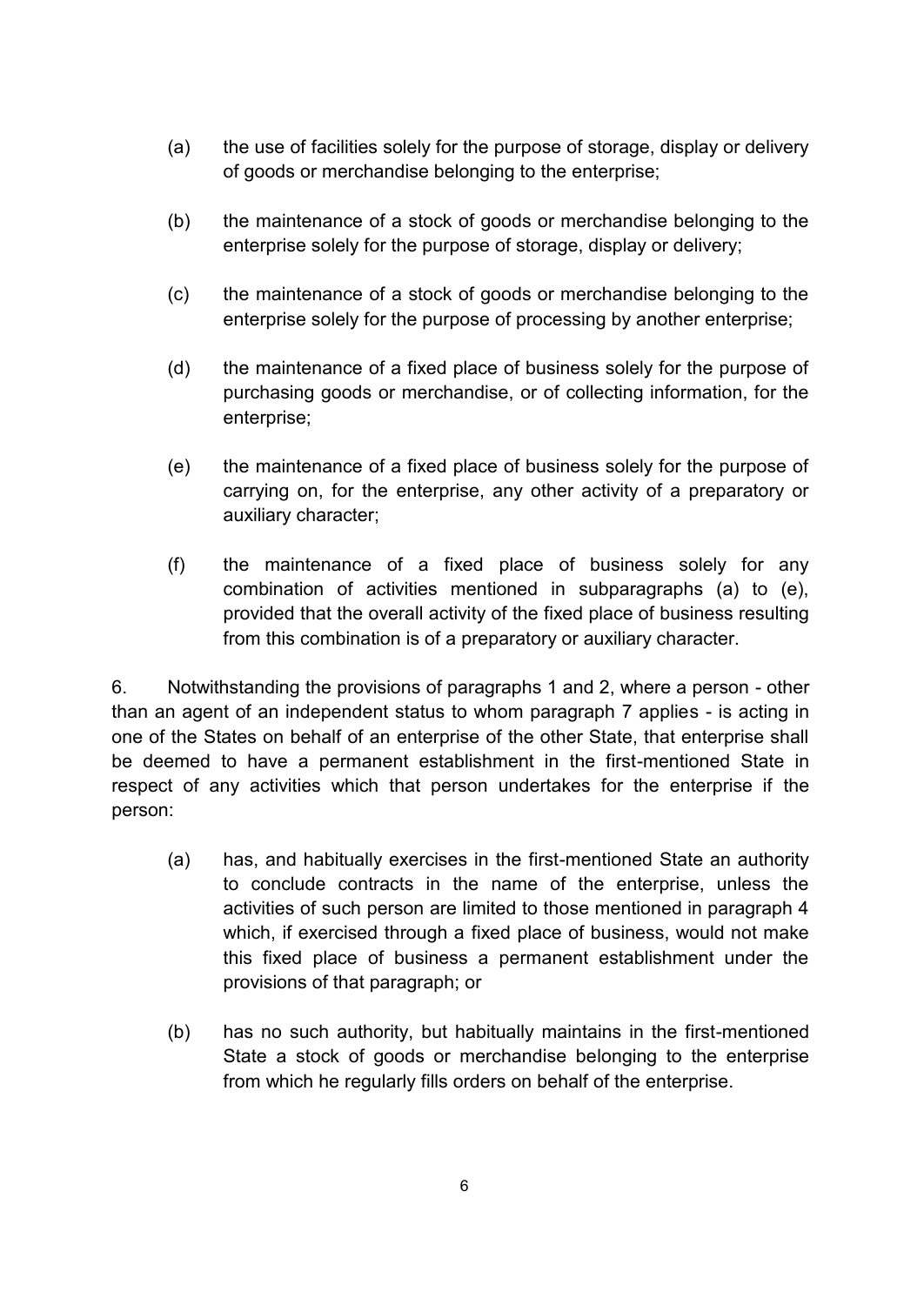(a) the use of facilities solely for the purpose of storage, display or delivery of goods or merchandise belonging to the enterprise;

(b) the maintenance of a stock of goods or merchandise belonging to the enterprise solely for the purpose of storage, display or delivery;

(c) the maintenance of a stock of goods or merchandise belonging to the enterprise solely for the purpose of processing by another enterprise;

(d) the maintenance of a fixed place of business solely for the purpose of purchasing goods or merchandise, or of collecting information, for the enterprise;

(e) the maintenance of a fixed place of business solely for the purpose of carrying on, for the enterprise, any other activity of a preparatory or auxiliary character;

(f) the maintenance of a fixed place of business solely for any combination of activities mentioned in subparagraphs (a) to (e), provided that the overall activity of the fixed place of business resulting from this combination is of a preparatory or auxiliary character.

6. Notwithstanding the provisions of paragraphs 1 and 2, where a person - other than an agent of an independent status to whom paragraph 7 applies - is acting in one of the States on behalf of an enterprise of the other State, that enterprise shall be deemed to have a permanent establishment in the first-mentioned State in respect of any activities which that person undertakes for the enterprise if the person:

(a) has, and habitually exercises in the first-mentioned State an authority to conclude contracts in the name of the enterprise, unless the activities of such person are limited to those mentioned in paragraph 4 which, if exercised through a fixed place of business, would not make this fixed place of business a permanent establishment under the provisions of that paragraph; or

(b) has no such authority, but habitually maintains in the first-mentioned State a stock of goods or merchandise belonging to the enterprise from which he regularly fills orders on behalf of the enterprise.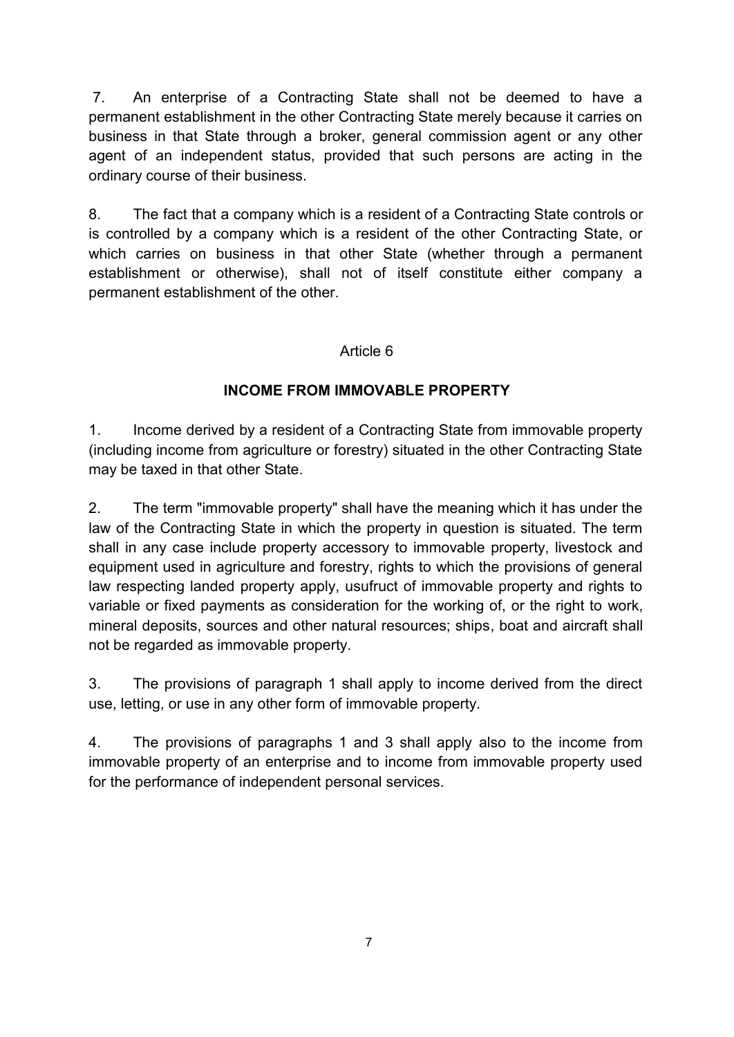7. An enterprise of a Contracting State shall not be deemed to have a permanent establishment in the other Contracting State merely because it carries on business in that State through a broker, general commission agent or any other agent of an independent status, provided that such persons are acting in the ordinary course of their business.

8. The fact that a company which is a resident of a Contracting State controls or is controlled by a company which is a resident of the other Contracting State, or which carries on business in that other State (whether through a permanent establishment or otherwise), shall not of itself constitute either company a permanent establishment of the other.

Article 6

**INCOME FROM IMMOVABLE PROPERTY**

1. Income derived by a resident of a Contracting State from immovable property (including income from agriculture or forestry) situated in the other Contracting State may be taxed in that other State.

2. The term "immovable property" shall have the meaning which it has under the law of the Contracting State in which the property in question is situated. The term shall in any case include property accessory to immovable property, livestock and equipment used in agriculture and forestry, rights to which the provisions of general law respecting landed property apply, usufruct of immovable property and rights to variable or fixed payments as consideration for the working of, or the right to work, mineral deposits, sources and other natural resources; ships, boat and aircraft shall not be regarded as immovable property.

3. The provisions of paragraph 1 shall apply to income derived from the direct use, letting, or use in any other form of immovable property.

4. The provisions of paragraphs 1 and 3 shall apply also to the income from immovable property of an enterprise and to income from immovable property used for the performance of independent personal services.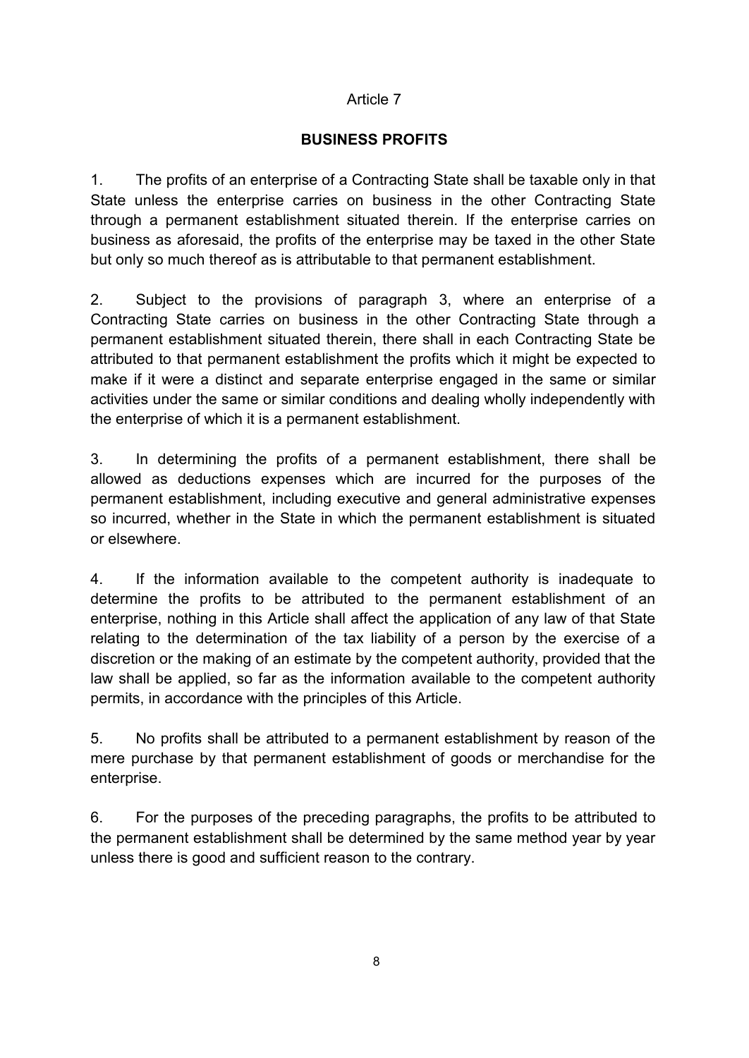Article 7

**BUSINESS PROFITS**

1. The profits of an enterprise of a Contracting State shall be taxable only in that State unless the enterprise carries on business in the other Contracting State through a permanent establishment situated therein. If the enterprise carries on business as aforesaid, the profits of the enterprise may be taxed in the other State but only so much thereof as is attributable to that permanent establishment.

2. Subject to the provisions of paragraph 3, where an enterprise of a Contracting State carries on business in the other Contracting State through a permanent establishment situated therein, there shall in each Contracting State be attributed to that permanent establishment the profits which it might be expected to make if it were a distinct and separate enterprise engaged in the same or similar activities under the same or similar conditions and dealing wholly independently with the enterprise of which it is a permanent establishment.

3. In determining the profits of a permanent establishment, there shall be allowed as deductions expenses which are incurred for the purposes of the permanent establishment, including executive and general administrative expenses so incurred, whether in the State in which the permanent establishment is situated or elsewhere.

4. If the information available to the competent authority is inadequate to determine the profits to be attributed to the permanent establishment of an enterprise, nothing in this Article shall affect the application of any law of that State relating to the determination of the tax liability of a person by the exercise of a discretion or the making of an estimate by the competent authority, provided that the law shall be applied, so far as the information available to the competent authority permits, in accordance with the principles of this Article.

5. No profits shall be attributed to a permanent establishment by reason of the mere purchase by that permanent establishment of goods or merchandise for the enterprise.

6. For the purposes of the preceding paragraphs, the profits to be attributed to the permanent establishment shall be determined by the same method year by year unless there is good and sufficient reason to the contrary.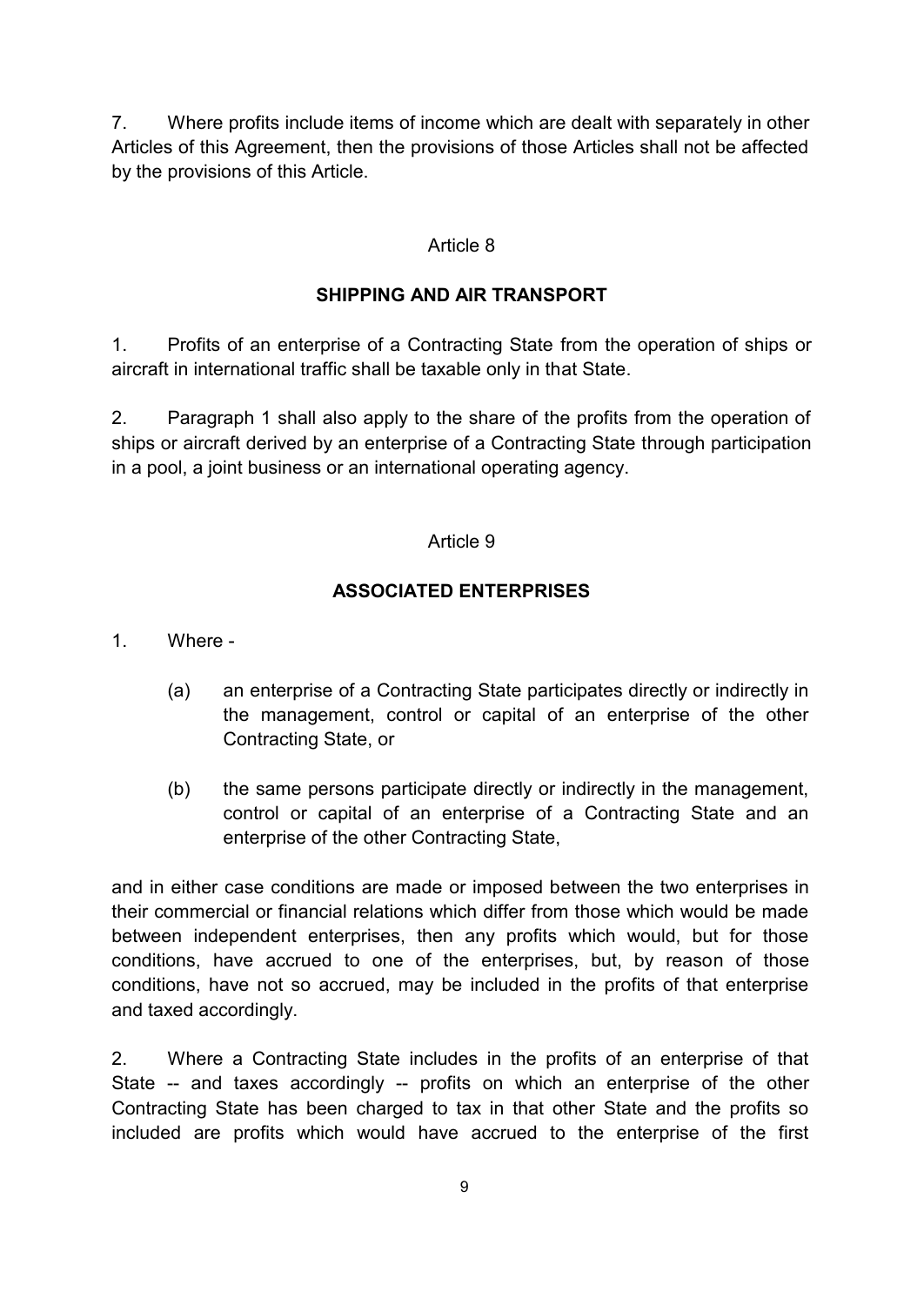7. Where profits include items of income which are dealt with separately in other Articles of this Agreement, then the provisions of those Articles shall not be affected by the provisions of this Article.

Article 8

**SHIPPING AND AIR TRANSPORT**

1. Profits of an enterprise of a Contracting State from the operation of ships or aircraft in international traffic shall be taxable only in that State.

2. Paragraph 1 shall also apply to the share of the profits from the operation of ships or aircraft derived by an enterprise of a Contracting State through participation in a pool, a joint business or an international operating agency.

Article 9

**ASSOCIATED ENTERPRISES**

1. Where -

   (a) an enterprise of a Contracting State participates directly or indirectly in the management, control or capital of an enterprise of the other Contracting State, or

   (b) the same persons participate directly or indirectly in the management, control or capital of an enterprise of a Contracting State and an enterprise of the other Contracting State,

and in either case conditions are made or imposed between the two enterprises in their commercial or financial relations which differ from those which would be made between independent enterprises, then any profits which would, but for those conditions, have accrued to one of the enterprises, but, by reason of those conditions, have not so accrued, may be included in the profits of that enterprise and taxed accordingly.

2. Where a Contracting State includes in the profits of an enterprise of that State -- and taxes accordingly -- profits on which an enterprise of the other Contracting State has been charged to tax in that other State and the profits so included are profits which would have accrued to the enterprise of the first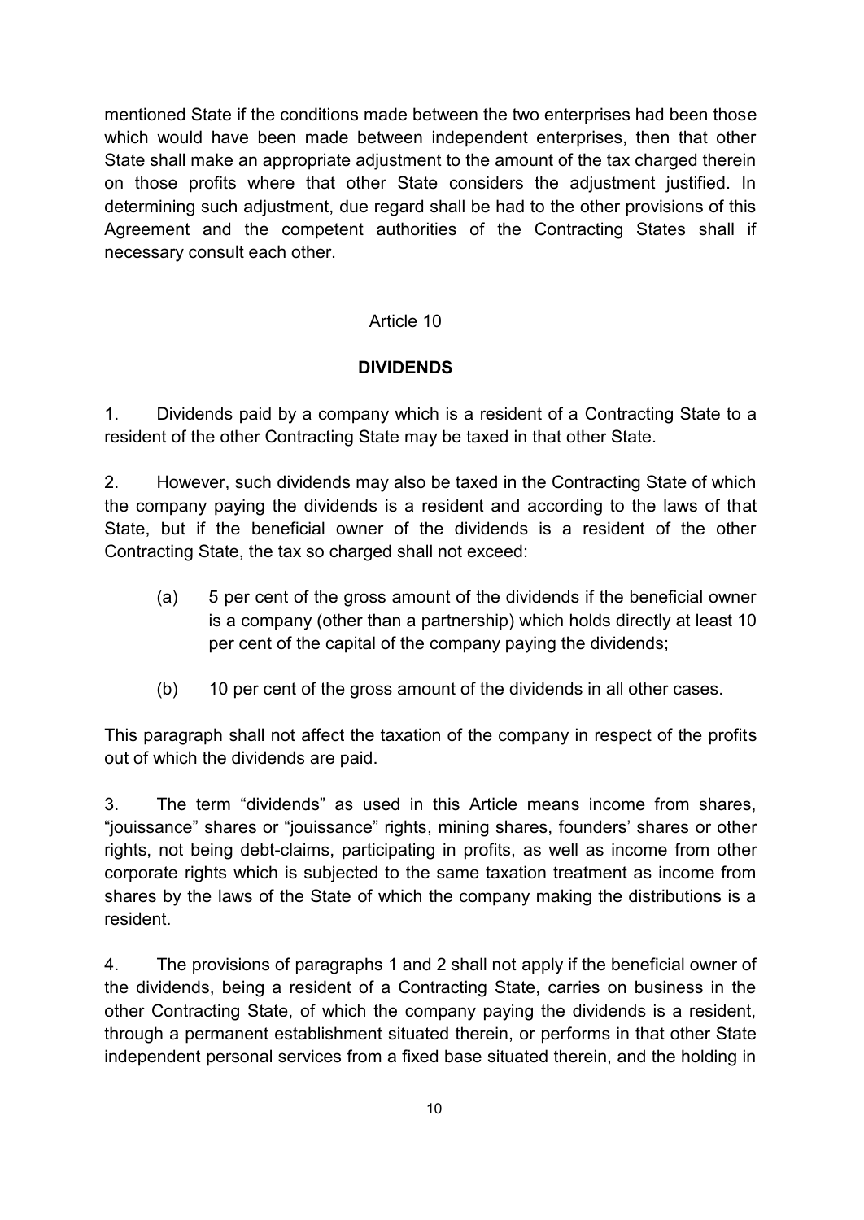mentioned State if the conditions made between the two enterprises had been those which would have been made between independent enterprises, then that other State shall make an appropriate adjustment to the amount of the tax charged therein on those profits where that other State considers the adjustment justified. In determining such adjustment, due regard shall be had to the other provisions of this Agreement and the competent authorities of the Contracting States shall if necessary consult each other.

Article 10

**DIVIDENDS**

1. Dividends paid by a company which is a resident of a Contracting State to a resident of the other Contracting State may be taxed in that other State.

2. However, such dividends may also be taxed in the Contracting State of which the company paying the dividends is a resident and according to the laws of that State, but if the beneficial owner of the dividends is a resident of the other Contracting State, the tax so charged shall not exceed:

(a) 5 per cent of the gross amount of the dividends if the beneficial owner is a company (other than a partnership) which holds directly at least 10 per cent of the capital of the company paying the dividends;

(b) 10 per cent of the gross amount of the dividends in all other cases.

This paragraph shall not affect the taxation of the company in respect of the profits out of which the dividends are paid.

3. The term "dividends" as used in this Article means income from shares, "jouissance" shares or "jouissance" rights, mining shares, founders' shares or other rights, not being debt-claims, participating in profits, as well as income from other corporate rights which is subjected to the same taxation treatment as income from shares by the laws of the State of which the company making the distributions is a resident.

4. The provisions of paragraphs 1 and 2 shall not apply if the beneficial owner of the dividends, being a resident of a Contracting State, carries on business in the other Contracting State, of which the company paying the dividends is a resident, through a permanent establishment situated therein, or performs in that other State independent personal services from a fixed base situated therein, and the holding in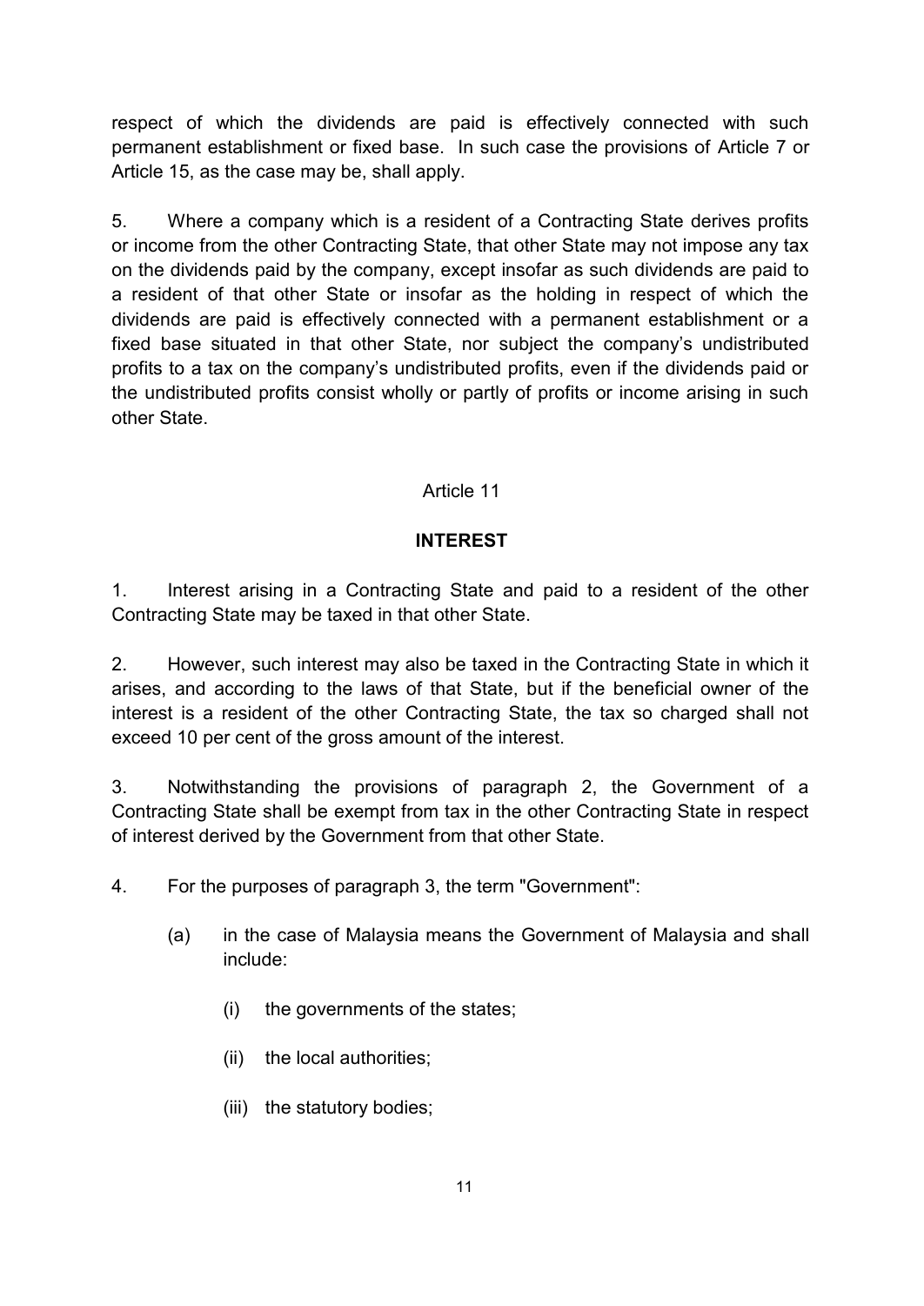respect of which the dividends are paid is effectively connected with such permanent establishment or fixed base. In such case the provisions of Article 7 or Article 15, as the case may be, shall apply.

5. Where a company which is a resident of a Contracting State derives profits or income from the other Contracting State, that other State may not impose any tax on the dividends paid by the company, except insofar as such dividends are paid to a resident of that other State or insofar as the holding in respect of which the dividends are paid is effectively connected with a permanent establishment or a fixed base situated in that other State, nor subject the company's undistributed profits to a tax on the company's undistributed profits, even if the dividends paid or the undistributed profits consist wholly or partly of profits or income arising in such other State.

Article 11

## INTEREST

1. Interest arising in a Contracting State and paid to a resident of the other Contracting State may be taxed in that other State.

2. However, such interest may also be taxed in the Contracting State in which it arises, and according to the laws of that State, but if the beneficial owner of the interest is a resident of the other Contracting State, the tax so charged shall not exceed 10 per cent of the gross amount of the interest.

3. Notwithstanding the provisions of paragraph 2, the Government of a Contracting State shall be exempt from tax in the other Contracting State in respect of interest derived by the Government from that other State.

4. For the purposes of paragraph 3, the term "Government":

   (a) in the case of Malaysia means the Government of Malaysia and shall include:

      (i) the governments of the states;

      (ii) the local authorities;

      (iii) the statutory bodies;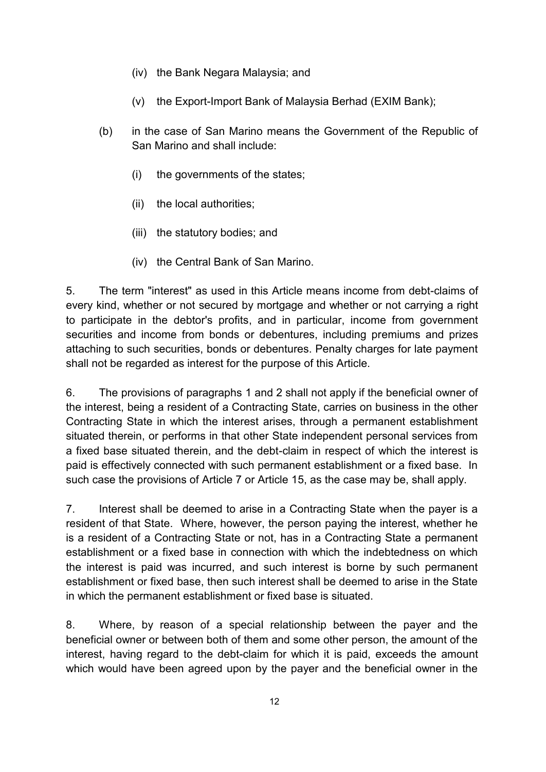(iv) the Bank Negara Malaysia; and

(v) the Export-Import Bank of Malaysia Berhad (EXIM Bank);

(b) in the case of San Marino means the Government of the Republic of San Marino and shall include:

(i) the governments of the states;

(ii) the local authorities;

(iii) the statutory bodies; and

(iv) the Central Bank of San Marino.

5. The term "interest" as used in this Article means income from debt-claims of every kind, whether or not secured by mortgage and whether or not carrying a right to participate in the debtor's profits, and in particular, income from government securities and income from bonds or debentures, including premiums and prizes attaching to such securities, bonds or debentures. Penalty charges for late payment shall not be regarded as interest for the purpose of this Article.

6. The provisions of paragraphs 1 and 2 shall not apply if the beneficial owner of the interest, being a resident of a Contracting State, carries on business in the other Contracting State in which the interest arises, through a permanent establishment situated therein, or performs in that other State independent personal services from a fixed base situated therein, and the debt-claim in respect of which the interest is paid is effectively connected with such permanent establishment or a fixed base. In such case the provisions of Article 7 or Article 15, as the case may be, shall apply.

7. Interest shall be deemed to arise in a Contracting State when the payer is a resident of that State. Where, however, the person paying the interest, whether he is a resident of a Contracting State or not, has in a Contracting State a permanent establishment or a fixed base in connection with which the indebtedness on which the interest is paid was incurred, and such interest is borne by such permanent establishment or fixed base, then such interest shall be deemed to arise in the State in which the permanent establishment or fixed base is situated.

8. Where, by reason of a special relationship between the payer and the beneficial owner or between both of them and some other person, the amount of the interest, having regard to the debt-claim for which it is paid, exceeds the amount which would have been agreed upon by the payer and the beneficial owner in the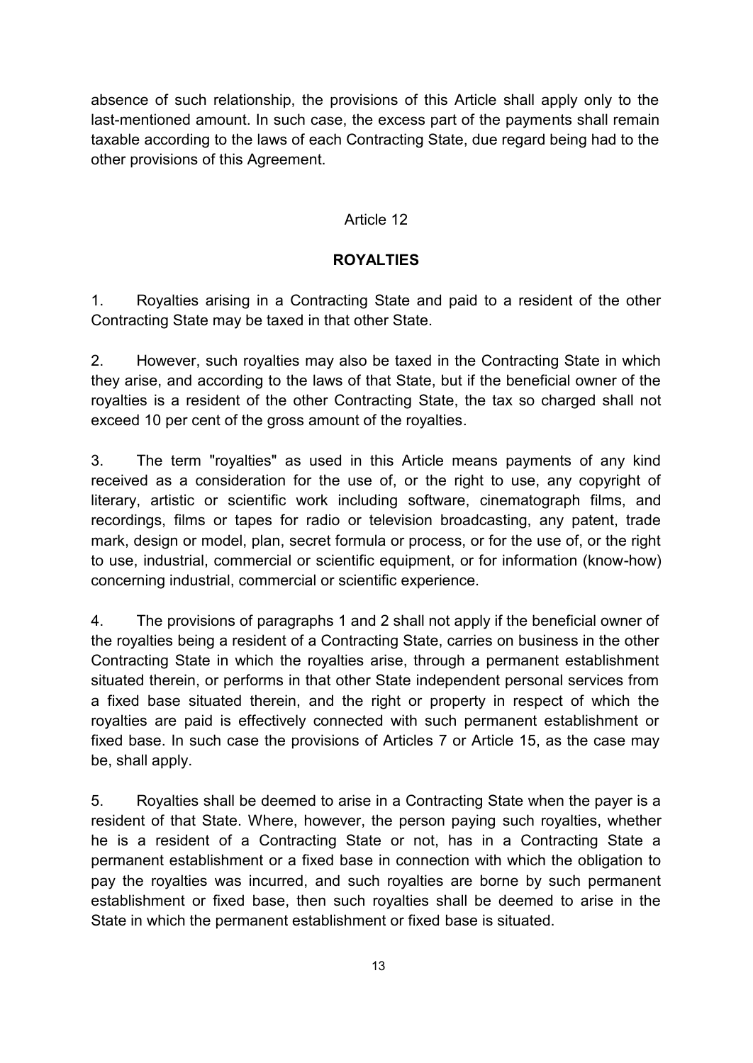absence of such relationship, the provisions of this Article shall apply only to the last-mentioned amount. In such case, the excess part of the payments shall remain taxable according to the laws of each Contracting State, due regard being had to the other provisions of this Agreement.

Article 12

**ROYALTIES**

1. Royalties arising in a Contracting State and paid to a resident of the other Contracting State may be taxed in that other State.

2. However, such royalties may also be taxed in the Contracting State in which they arise, and according to the laws of that State, but if the beneficial owner of the royalties is a resident of the other Contracting State, the tax so charged shall not exceed 10 per cent of the gross amount of the royalties.

3. The term "royalties" as used in this Article means payments of any kind received as a consideration for the use of, or the right to use, any copyright of literary, artistic or scientific work including software, cinematograph films, and recordings, films or tapes for radio or television broadcasting, any patent, trade mark, design or model, plan, secret formula or process, or for the use of, or the right to use, industrial, commercial or scientific equipment, or for information (know-how) concerning industrial, commercial or scientific experience.

4. The provisions of paragraphs 1 and 2 shall not apply if the beneficial owner of the royalties being a resident of a Contracting State, carries on business in the other Contracting State in which the royalties arise, through a permanent establishment situated therein, or performs in that other State independent personal services from a fixed base situated therein, and the right or property in respect of which the royalties are paid is effectively connected with such permanent establishment or fixed base. In such case the provisions of Articles 7 or Article 15, as the case may be, shall apply.

5. Royalties shall be deemed to arise in a Contracting State when the payer is a resident of that State. Where, however, the person paying such royalties, whether he is a resident of a Contracting State or not, has in a Contracting State a permanent establishment or a fixed base in connection with which the obligation to pay the royalties was incurred, and such royalties are borne by such permanent establishment or fixed base, then such royalties shall be deemed to arise in the State in which the permanent establishment or fixed base is situated.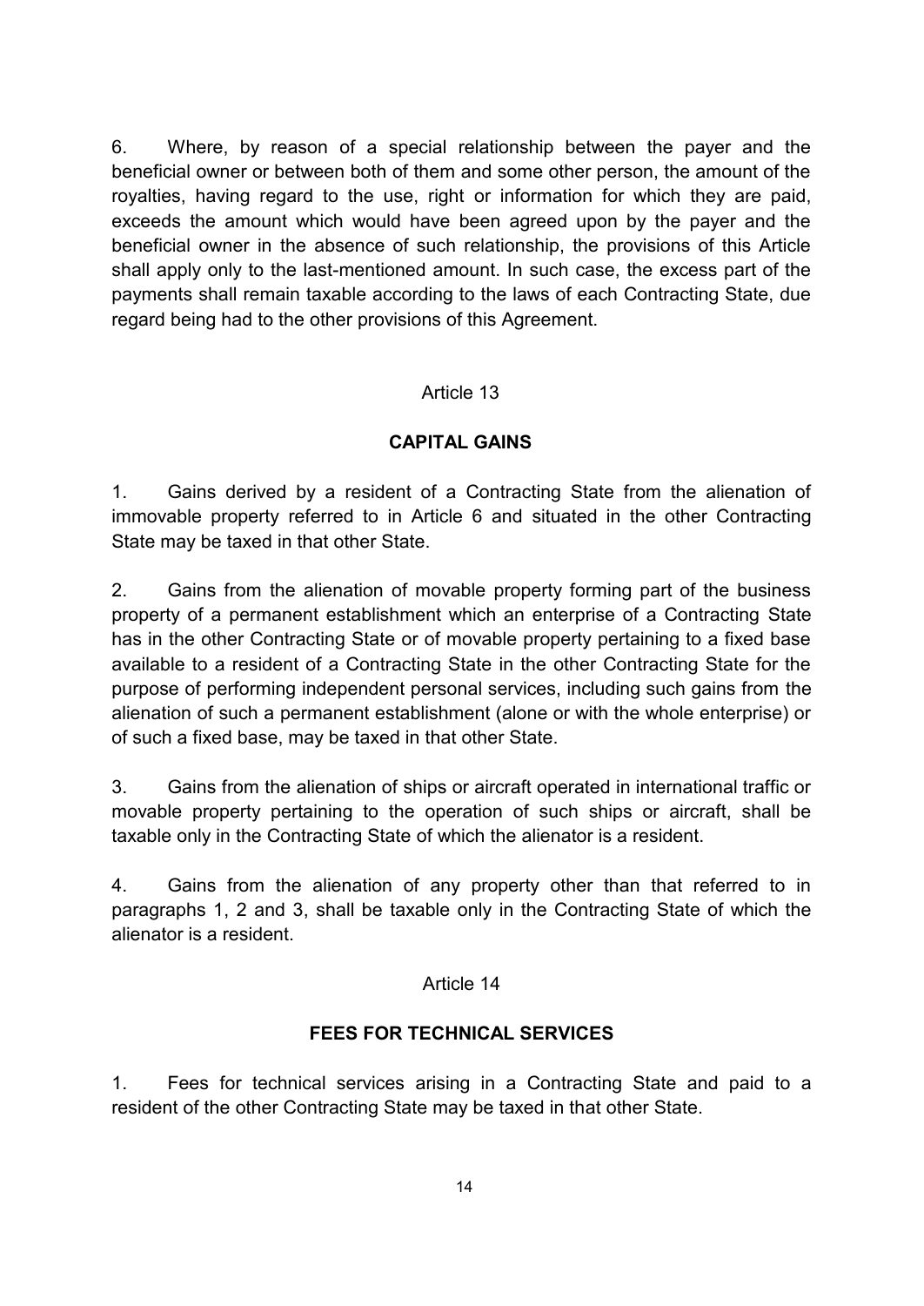6. Where, by reason of a special relationship between the payer and the beneficial owner or between both of them and some other person, the amount of the royalties, having regard to the use, right or information for which they are paid, exceeds the amount which would have been agreed upon by the payer and the beneficial owner in the absence of such relationship, the provisions of this Article shall apply only to the last-mentioned amount. In such case, the excess part of the payments shall remain taxable according to the laws of each Contracting State, due regard being had to the other provisions of this Agreement.

## Article 13

## CAPITAL GAINS

1. Gains derived by a resident of a Contracting State from the alienation of immovable property referred to in Article 6 and situated in the other Contracting State may be taxed in that other State.

2. Gains from the alienation of movable property forming part of the business property of a permanent establishment which an enterprise of a Contracting State has in the other Contracting State or of movable property pertaining to a fixed base available to a resident of a Contracting State in the other Contracting State for the purpose of performing independent personal services, including such gains from the alienation of such a permanent establishment (alone or with the whole enterprise) or of such a fixed base, may be taxed in that other State.

3. Gains from the alienation of ships or aircraft operated in international traffic or movable property pertaining to the operation of such ships or aircraft, shall be taxable only in the Contracting State of which the alienator is a resident.

4. Gains from the alienation of any property other than that referred to in paragraphs 1, 2 and 3, shall be taxable only in the Contracting State of which the alienator is a resident.

## Article 14

## FEES FOR TECHNICAL SERVICES

1. Fees for technical services arising in a Contracting State and paid to a resident of the other Contracting State may be taxed in that other State.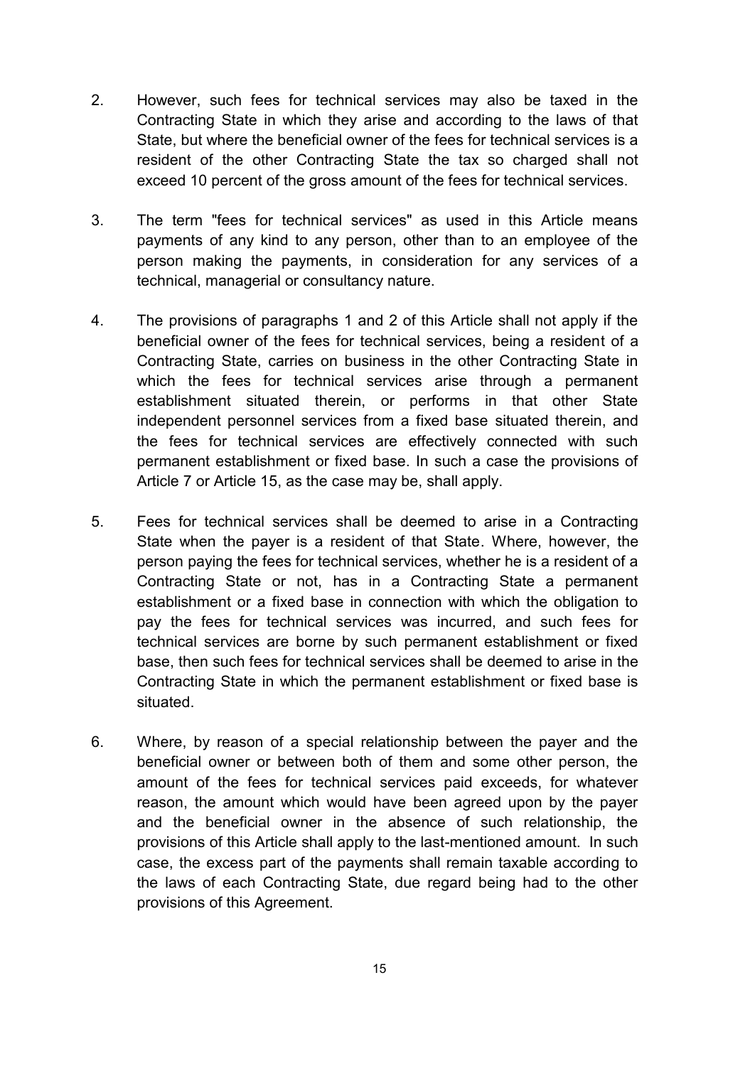2. However, such fees for technical services may also be taxed in the Contracting State in which they arise and according to the laws of that State, but where the beneficial owner of the fees for technical services is a resident of the other Contracting State the tax so charged shall not exceed 10 percent of the gross amount of the fees for technical services.

3. The term "fees for technical services" as used in this Article means payments of any kind to any person, other than to an employee of the person making the payments, in consideration for any services of a technical, managerial or consultancy nature.

4. The provisions of paragraphs 1 and 2 of this Article shall not apply if the beneficial owner of the fees for technical services, being a resident of a Contracting State, carries on business in the other Contracting State in which the fees for technical services arise through a permanent establishment situated therein, or performs in that other State independent personnel services from a fixed base situated therein, and the fees for technical services are effectively connected with such permanent establishment or fixed base. In such a case the provisions of Article 7 or Article 15, as the case may be, shall apply.

5. Fees for technical services shall be deemed to arise in a Contracting State when the payer is a resident of that State. Where, however, the person paying the fees for technical services, whether he is a resident of a Contracting State or not, has in a Contracting State a permanent establishment or a fixed base in connection with which the obligation to pay the fees for technical services was incurred, and such fees for technical services are borne by such permanent establishment or fixed base, then such fees for technical services shall be deemed to arise in the Contracting State in which the permanent establishment or fixed base is situated.

6. Where, by reason of a special relationship between the payer and the beneficial owner or between both of them and some other person, the amount of the fees for technical services paid exceeds, for whatever reason, the amount which would have been agreed upon by the payer and the beneficial owner in the absence of such relationship, the provisions of this Article shall apply to the last-mentioned amount. In such case, the excess part of the payments shall remain taxable according to the laws of each Contracting State, due regard being had to the other provisions of this Agreement.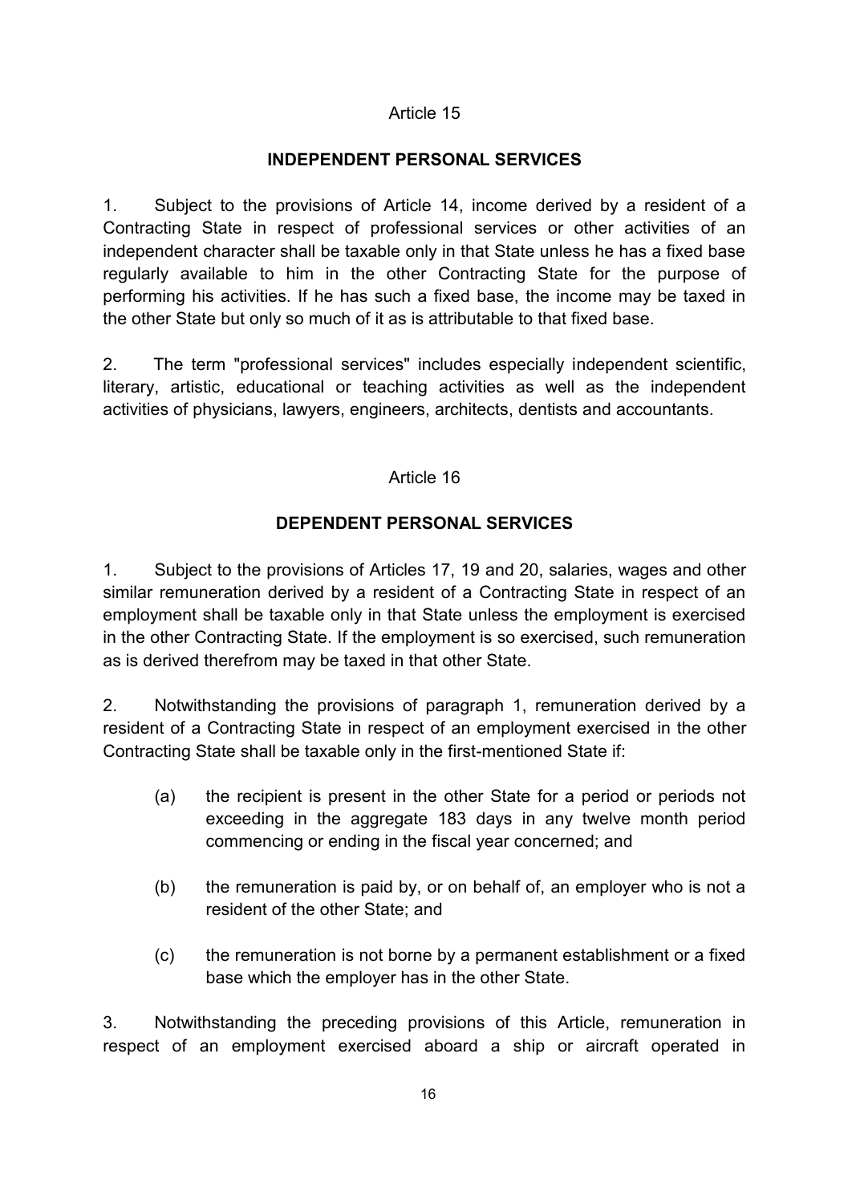Article 15

## INDEPENDENT PERSONAL SERVICES

1. Subject to the provisions of Article 14, income derived by a resident of a Contracting State in respect of professional services or other activities of an independent character shall be taxable only in that State unless he has a fixed base regularly available to him in the other Contracting State for the purpose of performing his activities. If he has such a fixed base, the income may be taxed in the other State but only so much of it as is attributable to that fixed base.

2. The term "professional services" includes especially independent scientific, literary, artistic, educational or teaching activities as well as the independent activities of physicians, lawyers, engineers, architects, dentists and accountants.

Article 16

## DEPENDENT PERSONAL SERVICES

1. Subject to the provisions of Articles 17, 19 and 20, salaries, wages and other similar remuneration derived by a resident of a Contracting State in respect of an employment shall be taxable only in that State unless the employment is exercised in the other Contracting State. If the employment is so exercised, such remuneration as is derived therefrom may be taxed in that other State.

2. Notwithstanding the provisions of paragraph 1, remuneration derived by a resident of a Contracting State in respect of an employment exercised in the other Contracting State shall be taxable only in the first-mentioned State if:

   (a) the recipient is present in the other State for a period or periods not exceeding in the aggregate 183 days in any twelve month period commencing or ending in the fiscal year concerned; and

   (b) the remuneration is paid by, or on behalf of, an employer who is not a resident of the other State; and

   (c) the remuneration is not borne by a permanent establishment or a fixed base which the employer has in the other State.

3. Notwithstanding the preceding provisions of this Article, remuneration in respect of an employment exercised aboard a ship or aircraft operated in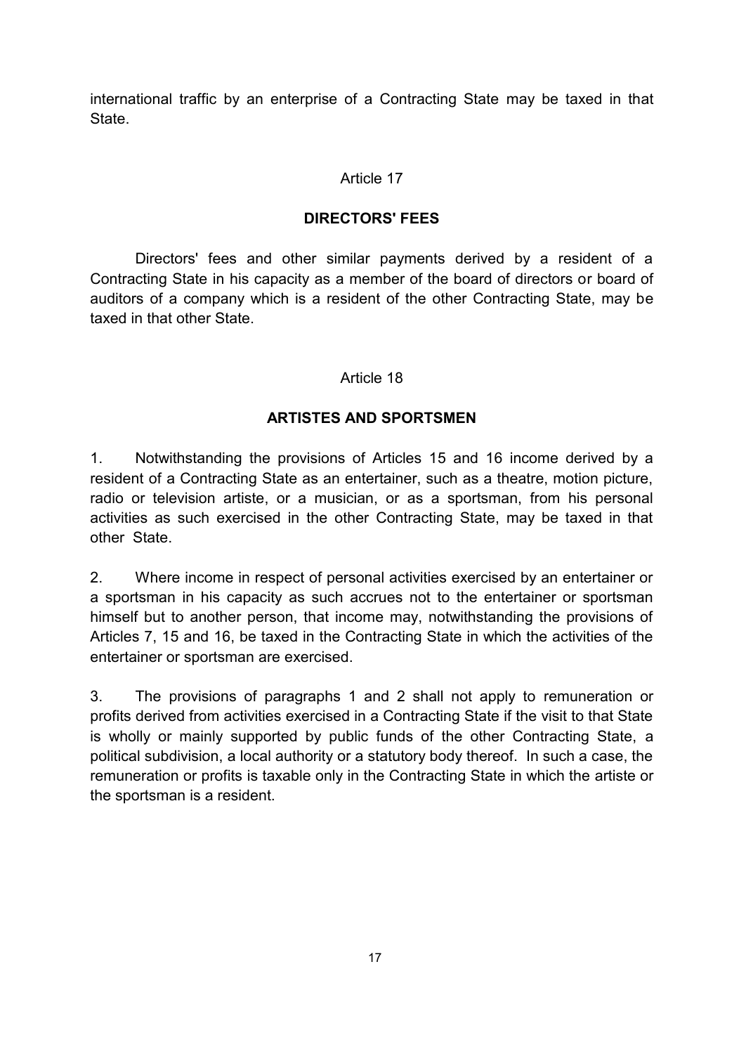international traffic by an enterprise of a Contracting State may be taxed in that State.

Article 17

**DIRECTORS' FEES**

Directors' fees and other similar payments derived by a resident of a Contracting State in his capacity as a member of the board of directors or board of auditors of a company which is a resident of the other Contracting State, may be taxed in that other State.

Article 18

**ARTISTES AND SPORTSMEN**

1. Notwithstanding the provisions of Articles 15 and 16 income derived by a resident of a Contracting State as an entertainer, such as a theatre, motion picture, radio or television artiste, or a musician, or as a sportsman, from his personal activities as such exercised in the other Contracting State, may be taxed in that other State.

2. Where income in respect of personal activities exercised by an entertainer or a sportsman in his capacity as such accrues not to the entertainer or sportsman himself but to another person, that income may, notwithstanding the provisions of Articles 7, 15 and 16, be taxed in the Contracting State in which the activities of the entertainer or sportsman are exercised.

3. The provisions of paragraphs 1 and 2 shall not apply to remuneration or profits derived from activities exercised in a Contracting State if the visit to that State is wholly or mainly supported by public funds of the other Contracting State, a political subdivision, a local authority or a statutory body thereof. In such a case, the remuneration or profits is taxable only in the Contracting State in which the artiste or the sportsman is a resident.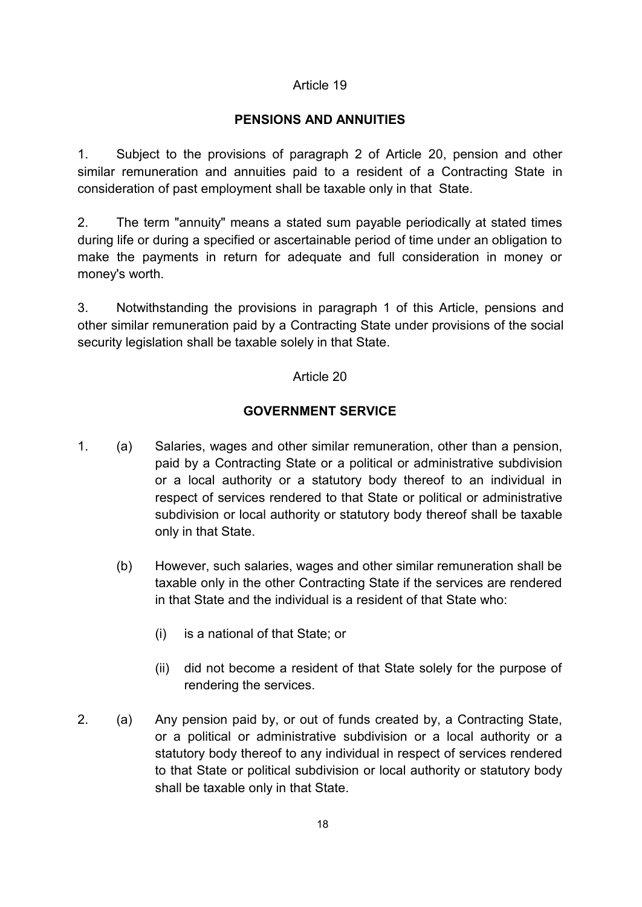Article 19

## PENSIONS AND ANNUITIES

1. Subject to the provisions of paragraph 2 of Article 20, pension and other similar remuneration and annuities paid to a resident of a Contracting State in consideration of past employment shall be taxable only in that State.

2. The term "annuity" means a stated sum payable periodically at stated times during life or during a specified or ascertainable period of time under an obligation to make the payments in return for adequate and full consideration in money or money's worth.

3. Notwithstanding the provisions in paragraph 1 of this Article, pensions and other similar remuneration paid by a Contracting State under provisions of the social security legislation shall be taxable solely in that State.

Article 20

## GOVERNMENT SERVICE

1. (a) Salaries, wages and other similar remuneration, other than a pension, paid by a Contracting State or a political or administrative subdivision or a local authority or a statutory body thereof to an individual in respect of services rendered to that State or political or administrative subdivision or local authority or statutory body thereof shall be taxable only in that State.

   (b) However, such salaries, wages and other similar remuneration shall be taxable only in the other Contracting State if the services are rendered in that State and the individual is a resident of that State who:

   (i) is a national of that State; or

   (ii) did not become a resident of that State solely for the purpose of rendering the services.

2. (a) Any pension paid by, or out of funds created by, a Contracting State, or a political or administrative subdivision or a local authority or a statutory body thereof to any individual in respect of services rendered to that State or political subdivision or local authority or statutory body shall be taxable only in that State.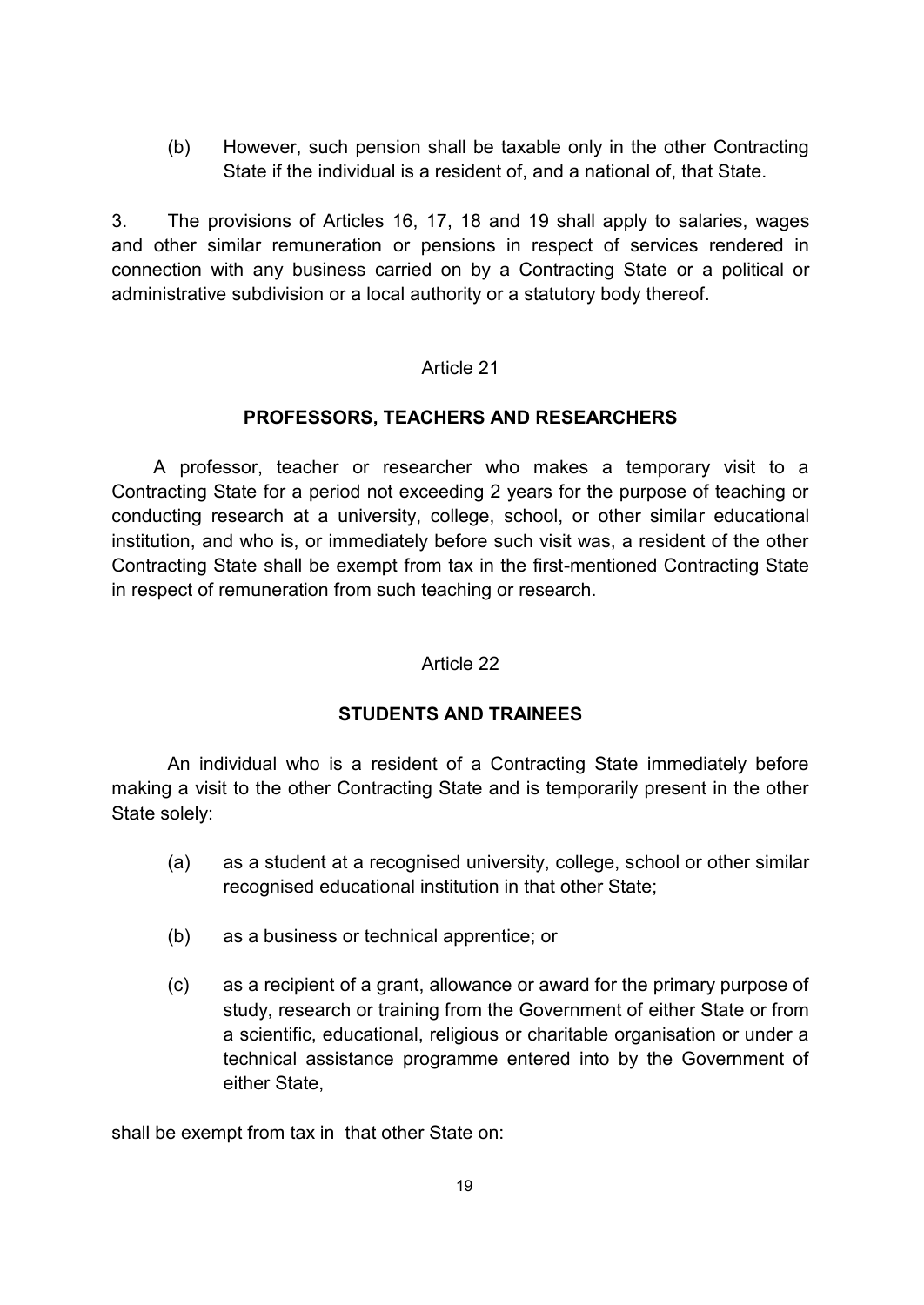(b) However, such pension shall be taxable only in the other Contracting State if the individual is a resident of, and a national of, that State.

3. The provisions of Articles 16, 17, 18 and 19 shall apply to salaries, wages and other similar remuneration or pensions in respect of services rendered in connection with any business carried on by a Contracting State or a political or administrative subdivision or a local authority or a statutory body thereof.

Article 21

**PROFESSORS, TEACHERS AND RESEARCHERS**

A professor, teacher or researcher who makes a temporary visit to a Contracting State for a period not exceeding 2 years for the purpose of teaching or conducting research at a university, college, school, or other similar educational institution, and who is, or immediately before such visit was, a resident of the other Contracting State shall be exempt from tax in the first-mentioned Contracting State in respect of remuneration from such teaching or research.

Article 22

**STUDENTS AND TRAINEES**

An individual who is a resident of a Contracting State immediately before making a visit to the other Contracting State and is temporarily present in the other State solely:

(a) as a student at a recognised university, college, school or other similar recognised educational institution in that other State;

(b) as a business or technical apprentice; or

(c) as a recipient of a grant, allowance or award for the primary purpose of study, research or training from the Government of either State or from a scientific, educational, religious or charitable organisation or under a technical assistance programme entered into by the Government of either State,

shall be exempt from tax in that other State on: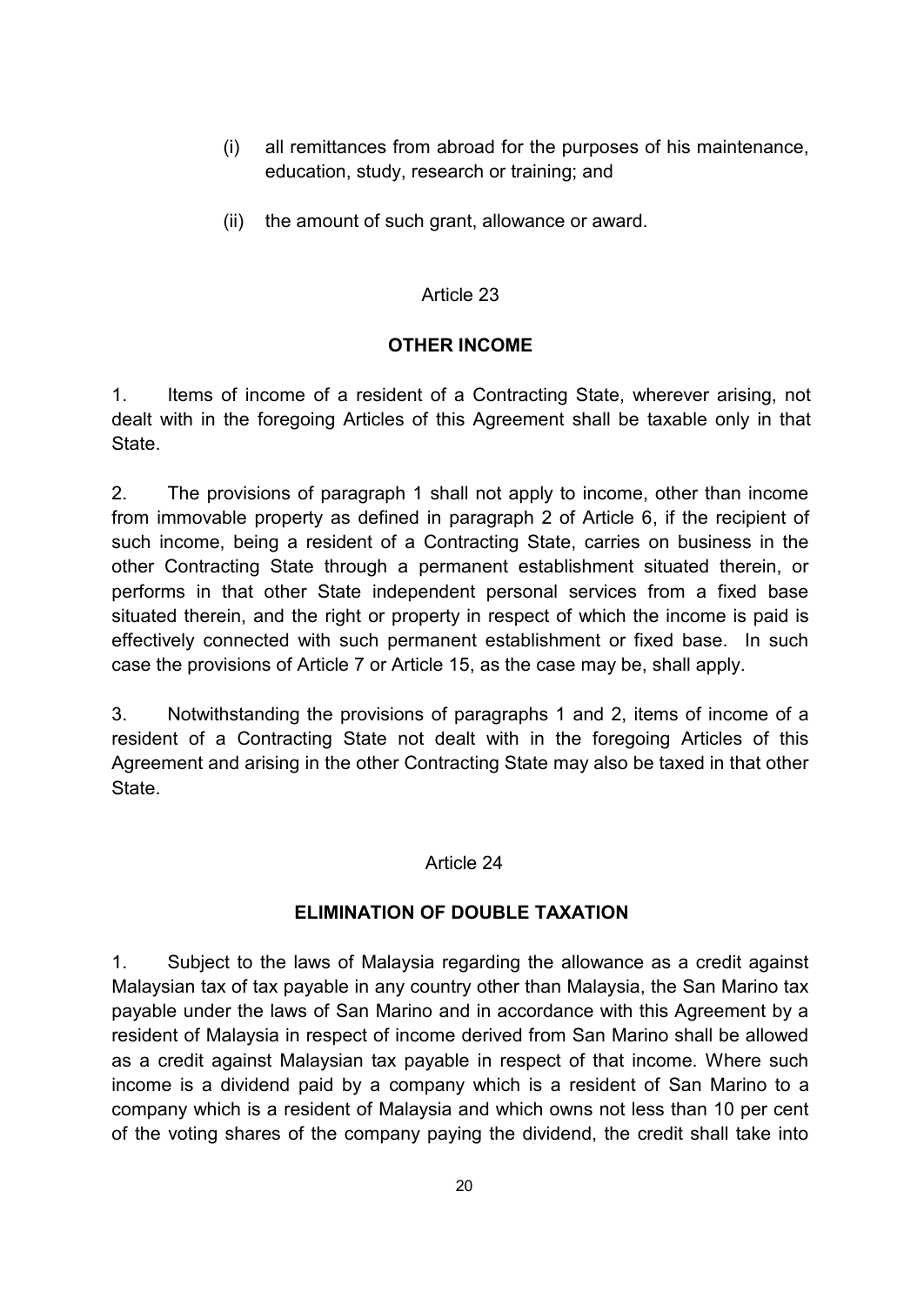(i) all remittances from abroad for the purposes of his maintenance, education, study, research or training; and

(ii) the amount of such grant, allowance or award.

Article 23

## OTHER INCOME

1. Items of income of a resident of a Contracting State, wherever arising, not dealt with in the foregoing Articles of this Agreement shall be taxable only in that State.

2. The provisions of paragraph 1 shall not apply to income, other than income from immovable property as defined in paragraph 2 of Article 6, if the recipient of such income, being a resident of a Contracting State, carries on business in the other Contracting State through a permanent establishment situated therein, or performs in that other State independent personal services from a fixed base situated therein, and the right or property in respect of which the income is paid is effectively connected with such permanent establishment or fixed base. In such case the provisions of Article 7 or Article 15, as the case may be, shall apply.

3. Notwithstanding the provisions of paragraphs 1 and 2, items of income of a resident of a Contracting State not dealt with in the foregoing Articles of this Agreement and arising in the other Contracting State may also be taxed in that other State.

Article 24

## ELIMINATION OF DOUBLE TAXATION

1. Subject to the laws of Malaysia regarding the allowance as a credit against Malaysian tax of tax payable in any country other than Malaysia, the San Marino tax payable under the laws of San Marino and in accordance with this Agreement by a resident of Malaysia in respect of income derived from San Marino shall be allowed as a credit against Malaysian tax payable in respect of that income. Where such income is a dividend paid by a company which is a resident of San Marino to a company which is a resident of Malaysia and which owns not less than 10 per cent of the voting shares of the company paying the dividend, the credit shall take into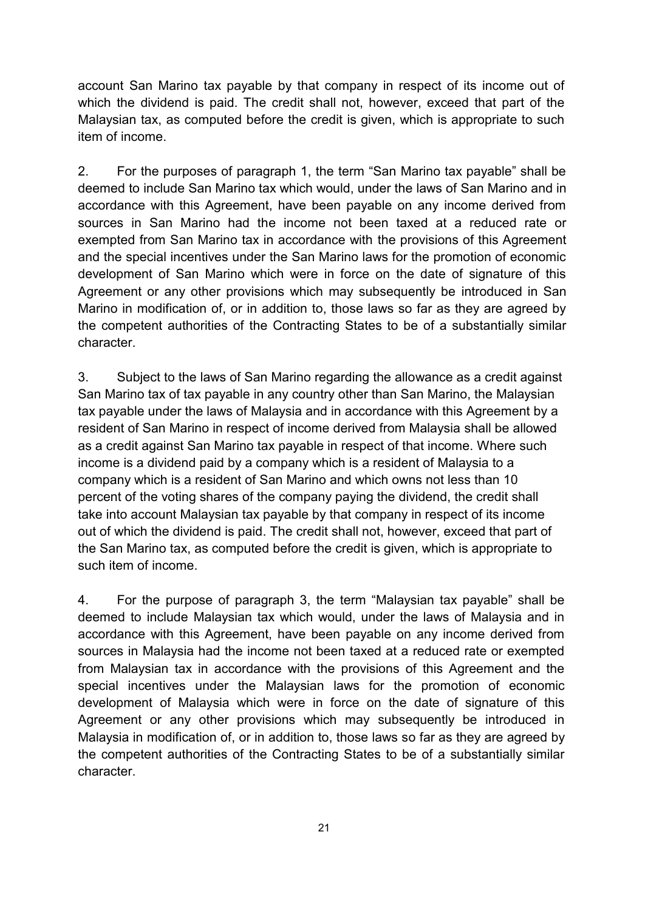account San Marino tax payable by that company in respect of its income out of which the dividend is paid. The credit shall not, however, exceed that part of the Malaysian tax, as computed before the credit is given, which is appropriate to such item of income.

2. For the purposes of paragraph 1, the term "San Marino tax payable" shall be deemed to include San Marino tax which would, under the laws of San Marino and in accordance with this Agreement, have been payable on any income derived from sources in San Marino had the income not been taxed at a reduced rate or exempted from San Marino tax in accordance with the provisions of this Agreement and the special incentives under the San Marino laws for the promotion of economic development of San Marino which were in force on the date of signature of this Agreement or any other provisions which may subsequently be introduced in San Marino in modification of, or in addition to, those laws so far as they are agreed by the competent authorities of the Contracting States to be of a substantially similar character.

3. Subject to the laws of San Marino regarding the allowance as a credit against San Marino tax of tax payable in any country other than San Marino, the Malaysian tax payable under the laws of Malaysia and in accordance with this Agreement by a resident of San Marino in respect of income derived from Malaysia shall be allowed as a credit against San Marino tax payable in respect of that income. Where such income is a dividend paid by a company which is a resident of Malaysia to a company which is a resident of San Marino and which owns not less than 10 percent of the voting shares of the company paying the dividend, the credit shall take into account Malaysian tax payable by that company in respect of its income out of which the dividend is paid. The credit shall not, however, exceed that part of the San Marino tax, as computed before the credit is given, which is appropriate to such item of income.

4. For the purpose of paragraph 3, the term "Malaysian tax payable" shall be deemed to include Malaysian tax which would, under the laws of Malaysia and in accordance with this Agreement, have been payable on any income derived from sources in Malaysia had the income not been taxed at a reduced rate or exempted from Malaysian tax in accordance with the provisions of this Agreement and the special incentives under the Malaysian laws for the promotion of economic development of Malaysia which were in force on the date of signature of this Agreement or any other provisions which may subsequently be introduced in Malaysia in modification of, or in addition to, those laws so far as they are agreed by the competent authorities of the Contracting States to be of a substantially similar character.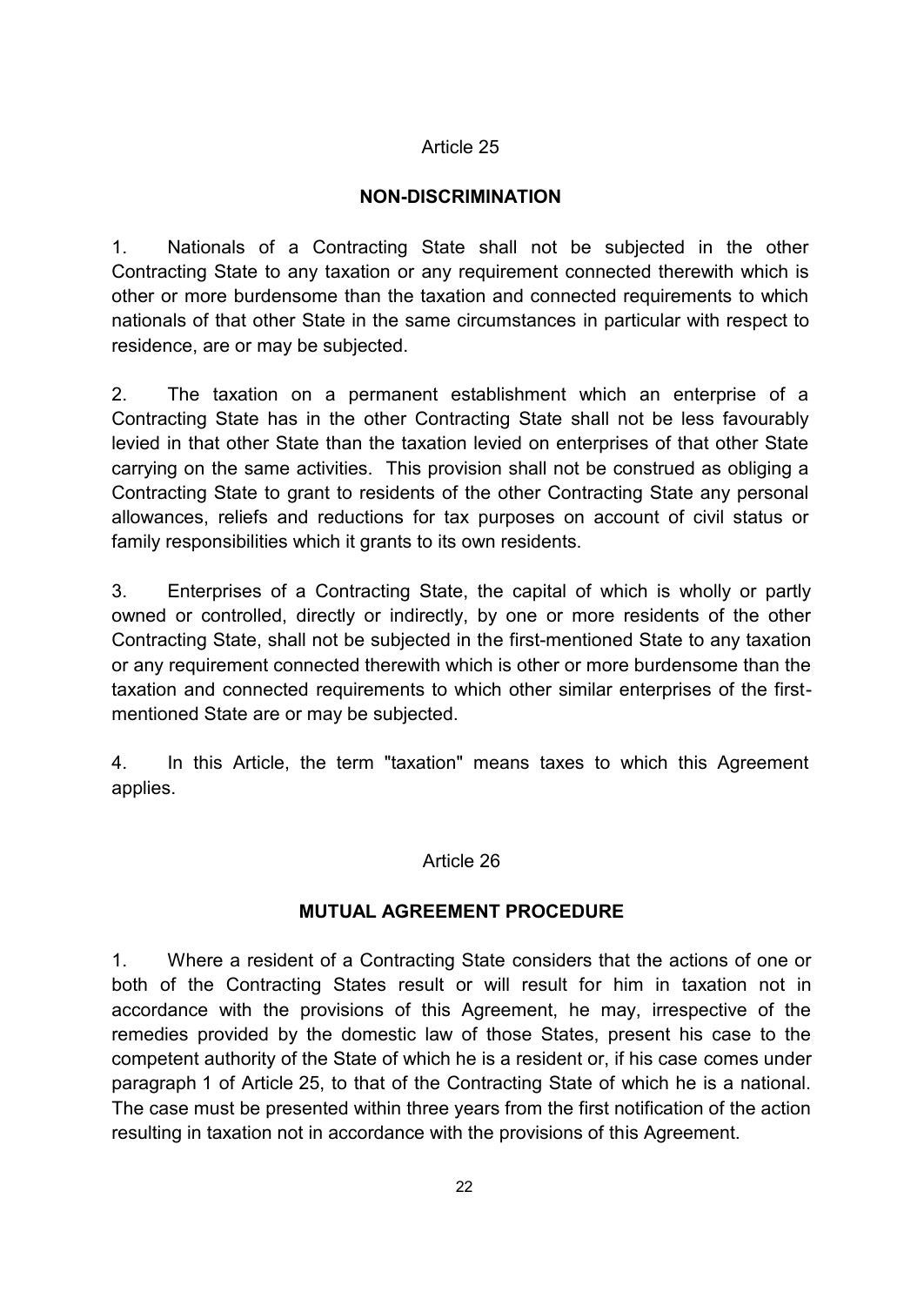Article 25

## NON-DISCRIMINATION

1. Nationals of a Contracting State shall not be subjected in the other Contracting State to any taxation or any requirement connected therewith which is other or more burdensome than the taxation and connected requirements to which nationals of that other State in the same circumstances in particular with respect to residence, are or may be subjected.

2. The taxation on a permanent establishment which an enterprise of a Contracting State has in the other Contracting State shall not be less favourably levied in that other State than the taxation levied on enterprises of that other State carrying on the same activities. This provision shall not be construed as obliging a Contracting State to grant to residents of the other Contracting State any personal allowances, reliefs and reductions for tax purposes on account of civil status or family responsibilities which it grants to its own residents.

3. Enterprises of a Contracting State, the capital of which is wholly or partly owned or controlled, directly or indirectly, by one or more residents of the other Contracting State, shall not be subjected in the first-mentioned State to any taxation or any requirement connected therewith which is other or more burdensome than the taxation and connected requirements to which other similar enterprises of the first-mentioned State are or may be subjected.

4. In this Article, the term "taxation" means taxes to which this Agreement applies.

Article 26

## MUTUAL AGREEMENT PROCEDURE

1. Where a resident of a Contracting State considers that the actions of one or both of the Contracting States result or will result for him in taxation not in accordance with the provisions of this Agreement, he may, irrespective of the remedies provided by the domestic law of those States, present his case to the competent authority of the State of which he is a resident or, if his case comes under paragraph 1 of Article 25, to that of the Contracting State of which he is a national. The case must be presented within three years from the first notification of the action resulting in taxation not in accordance with the provisions of this Agreement.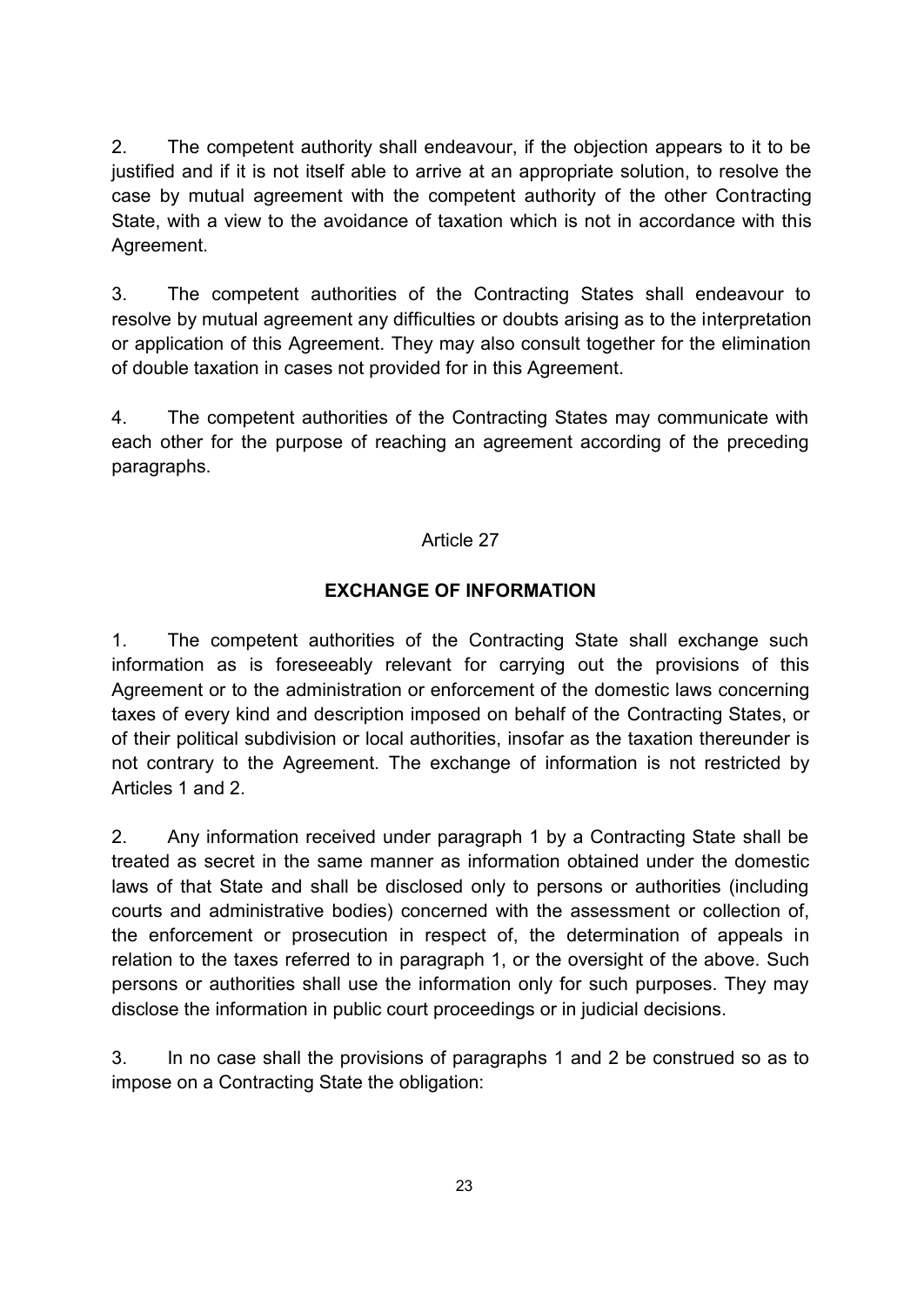2. The competent authority shall endeavour, if the objection appears to it to be justified and if it is not itself able to arrive at an appropriate solution, to resolve the case by mutual agreement with the competent authority of the other Contracting State, with a view to the avoidance of taxation which is not in accordance with this Agreement.

3. The competent authorities of the Contracting States shall endeavour to resolve by mutual agreement any difficulties or doubts arising as to the interpretation or application of this Agreement. They may also consult together for the elimination of double taxation in cases not provided for in this Agreement.

4. The competent authorities of the Contracting States may communicate with each other for the purpose of reaching an agreement according of the preceding paragraphs.

Article 27

**EXCHANGE OF INFORMATION**

1. The competent authorities of the Contracting State shall exchange such information as is foreseeably relevant for carrying out the provisions of this Agreement or to the administration or enforcement of the domestic laws concerning taxes of every kind and description imposed on behalf of the Contracting States, or of their political subdivision or local authorities, insofar as the taxation thereunder is not contrary to the Agreement. The exchange of information is not restricted by Articles 1 and 2.

2. Any information received under paragraph 1 by a Contracting State shall be treated as secret in the same manner as information obtained under the domestic laws of that State and shall be disclosed only to persons or authorities (including courts and administrative bodies) concerned with the assessment or collection of, the enforcement or prosecution in respect of, the determination of appeals in relation to the taxes referred to in paragraph 1, or the oversight of the above. Such persons or authorities shall use the information only for such purposes. They may disclose the information in public court proceedings or in judicial decisions.

3. In no case shall the provisions of paragraphs 1 and 2 be construed so as to impose on a Contracting State the obligation: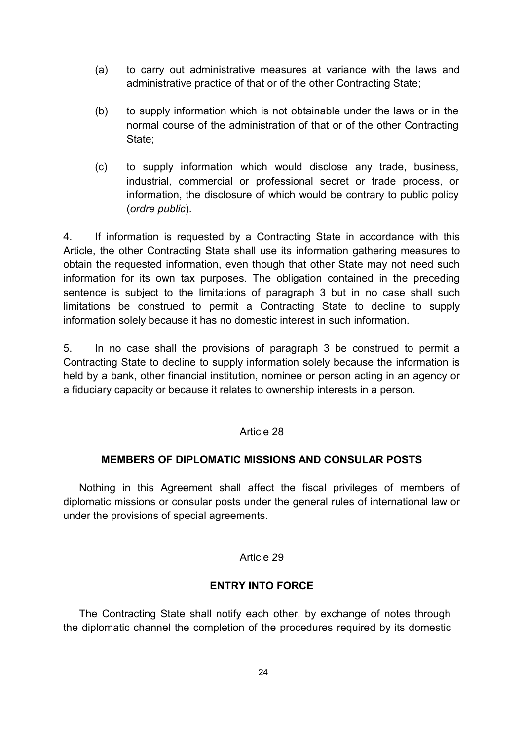(a) to carry out administrative measures at variance with the laws and administrative practice of that or of the other Contracting State;

(b) to supply information which is not obtainable under the laws or in the normal course of the administration of that or of the other Contracting State;

(c) to supply information which would disclose any trade, business, industrial, commercial or professional secret or trade process, or information, the disclosure of which would be contrary to public policy (*ordre public*).

4. If information is requested by a Contracting State in accordance with this Article, the other Contracting State shall use its information gathering measures to obtain the requested information, even though that other State may not need such information for its own tax purposes. The obligation contained in the preceding sentence is subject to the limitations of paragraph 3 but in no case shall such limitations be construed to permit a Contracting State to decline to supply information solely because it has no domestic interest in such information.

5. In no case shall the provisions of paragraph 3 be construed to permit a Contracting State to decline to supply information solely because the information is held by a bank, other financial institution, nominee or person acting in an agency or a fiduciary capacity or because it relates to ownership interests in a person.

Article 28

## MEMBERS OF DIPLOMATIC MISSIONS AND CONSULAR POSTS

Nothing in this Agreement shall affect the fiscal privileges of members of diplomatic missions or consular posts under the general rules of international law or under the provisions of special agreements.

Article 29

## ENTRY INTO FORCE

The Contracting State shall notify each other, by exchange of notes through the diplomatic channel the completion of the procedures required by its domestic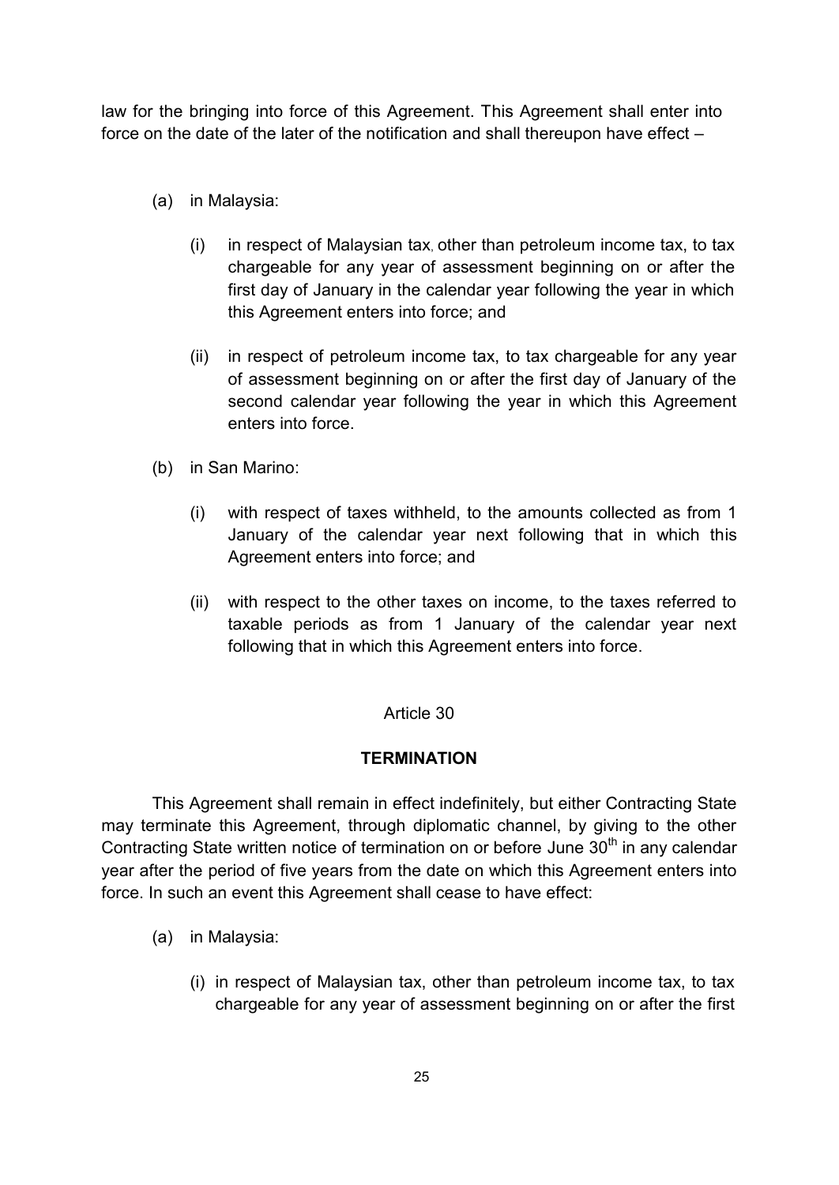law for the bringing into force of this Agreement. This Agreement shall enter into force on the date of the later of the notification and shall thereupon have effect –

(a) in Malaysia:

   (i) in respect of Malaysian tax, other than petroleum income tax, to tax chargeable for any year of assessment beginning on or after the first day of January in the calendar year following the year in which this Agreement enters into force; and

   (ii) in respect of petroleum income tax, to tax chargeable for any year of assessment beginning on or after the first day of January of the second calendar year following the year in which this Agreement enters into force.

(b) in San Marino:

   (i) with respect of taxes withheld, to the amounts collected as from 1 January of the calendar year next following that in which this Agreement enters into force; and

   (ii) with respect to the other taxes on income, to the taxes referred to taxable periods as from 1 January of the calendar year next following that in which this Agreement enters into force.

Article 30

**TERMINATION**

This Agreement shall remain in effect indefinitely, but either Contracting State may terminate this Agreement, through diplomatic channel, by giving to the other Contracting State written notice of termination on or before June 30th in any calendar year after the period of five years from the date on which this Agreement enters into force. In such an event this Agreement shall cease to have effect:

(a) in Malaysia:

   (i) in respect of Malaysian tax, other than petroleum income tax, to tax chargeable for any year of assessment beginning on or after the first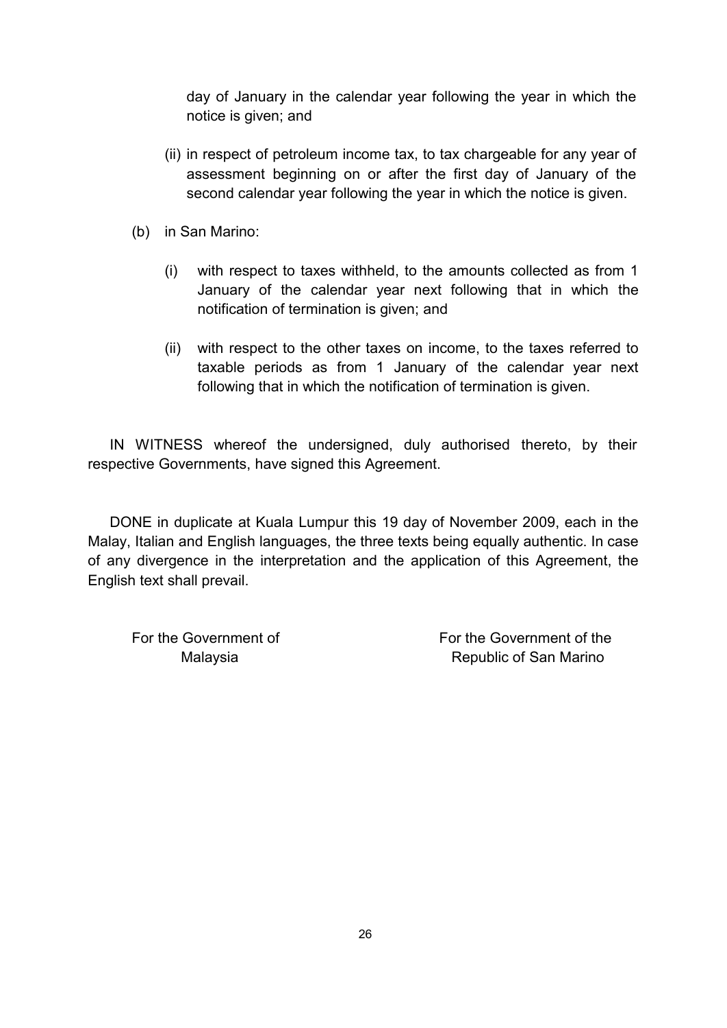day of January in the calendar year following the year in which the notice is given; and

(ii) in respect of petroleum income tax, to tax chargeable for any year of assessment beginning on or after the first day of January of the second calendar year following the year in which the notice is given.

(b) in San Marino:

(i) with respect to taxes withheld, to the amounts collected as from 1 January of the calendar year next following that in which the notification of termination is given; and

(ii) with respect to the other taxes on income, to the taxes referred to taxable periods as from 1 January of the calendar year next following that in which the notification of termination is given.

IN WITNESS whereof the undersigned, duly authorised thereto, by their respective Governments, have signed this Agreement.

DONE in duplicate at Kuala Lumpur this 19 day of November 2009, each in the Malay, Italian and English languages, the three texts being equally authentic. In case of any divergence in the interpretation and the application of this Agreement, the English text shall prevail.

| | |
|---|---|
| For the Government of Malaysia | For the Government of the Republic of San Marino |